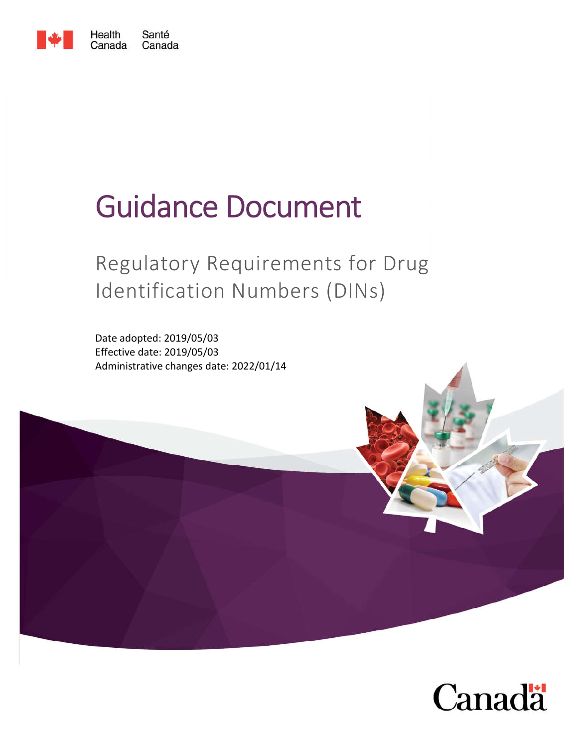Health Canada    Santé Canada

# Guidance Document

## Regulatory Requirements for Drug Identification Numbers (DINs)

Date adopted: 2019/05/03
Effective date: 2019/05/03
Administrative changes date: 2022/01/14

Canada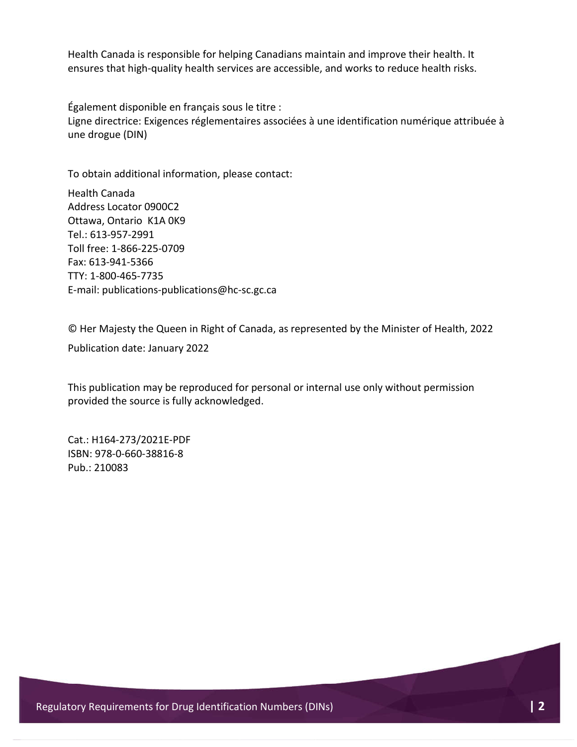Health Canada is responsible for helping Canadians maintain and improve their health. It ensures that high-quality health services are accessible, and works to reduce health risks.

Également disponible en français sous le titre :
Ligne directrice: Exigences réglementaires associées à une identification numérique attribuée à une drogue (DIN)

To obtain additional information, please contact:

Health Canada
Address Locator 0900C2
Ottawa, Ontario K1A 0K9
Tel.: 613-957-2991
Toll free: 1-866-225-0709
Fax: 613-941-5366
TTY: 1-800-465-7735
E-mail: publications-publications@hc-sc.gc.ca

© Her Majesty the Queen in Right of Canada, as represented by the Minister of Health, 2022

Publication date: January 2022

This publication may be reproduced for personal or internal use only without permission provided the source is fully acknowledged.

Cat.: H164-273/2021E-PDF
ISBN: 978-0-660-38816-8
Pub.: 210083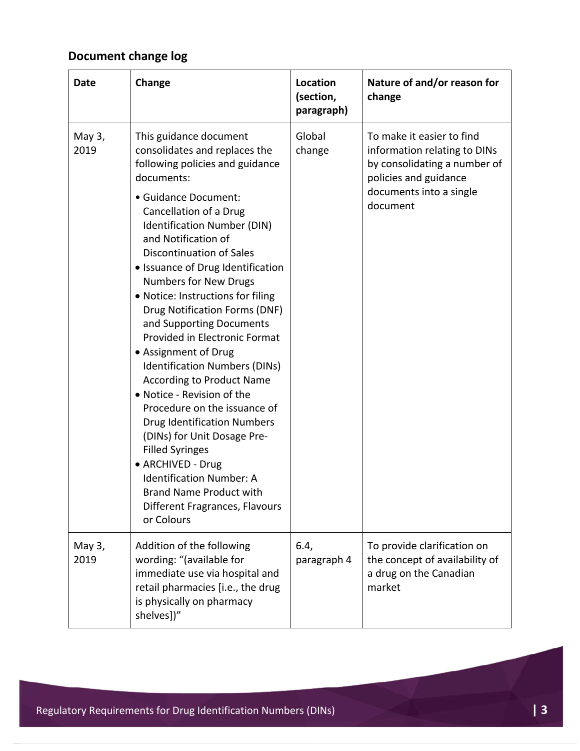## Document change log

| Date | Change | Location (section, paragraph) | Nature of and/or reason for change |
|---|---|---|---|
| May 3, 2019 | This guidance document consolidates and replaces the following policies and guidance documents:<br>• Guidance Document: Cancellation of a Drug Identification Number (DIN) and Notification of Discontinuation of Sales<br>• Issuance of Drug Identification Numbers for New Drugs<br>• Notice: Instructions for filing Drug Notification Forms (DNF) and Supporting Documents Provided in Electronic Format<br>• Assignment of Drug Identification Numbers (DINs) According to Product Name<br>• Notice - Revision of the Procedure on the issuance of Drug Identification Numbers (DINs) for Unit Dosage Pre-Filled Syringes<br>• ARCHIVED - Drug Identification Number: A Brand Name Product with Different Fragrances, Flavours or Colours | Global change | To make it easier to find information relating to DINs by consolidating a number of policies and guidance documents into a single document |
| May 3, 2019 | Addition of the following wording: "(available for immediate use via hospital and retail pharmacies [i.e., the drug is physically on pharmacy shelves])" | 6.4, paragraph 4 | To provide clarification on the concept of availability of a drug on the Canadian market |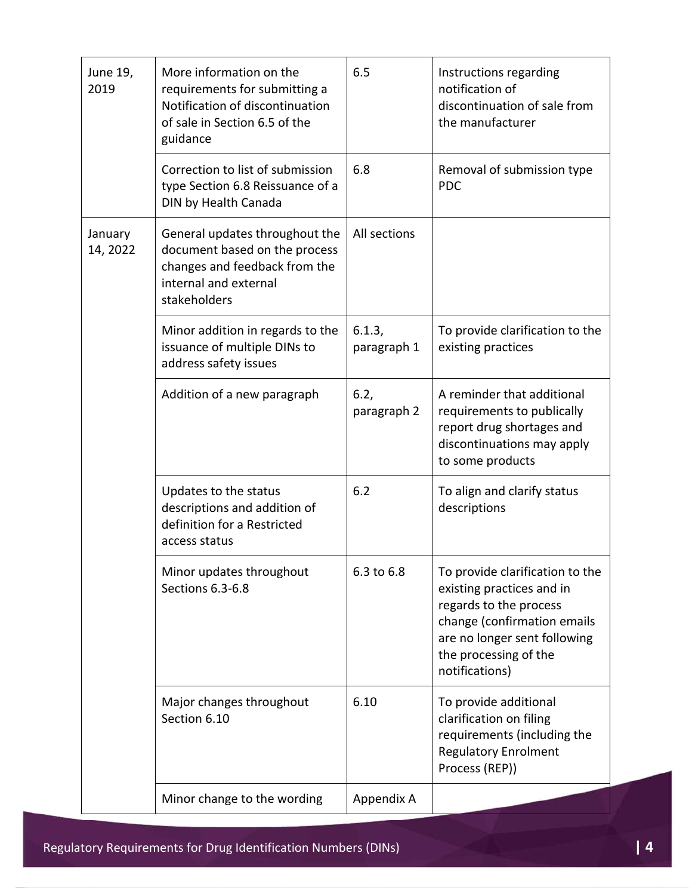| | | | |
|---|---|---|---|
| June 19, 2019 | More information on the requirements for submitting a Notification of discontinuation of sale in Section 6.5 of the guidance | 6.5 | Instructions regarding notification of discontinuation of sale from the manufacturer |
| | Correction to list of submission type Section 6.8 Reissuance of a DIN by Health Canada | 6.8 | Removal of submission type PDC |
| January 14, 2022 | General updates throughout the document based on the process changes and feedback from the internal and external stakeholders | All sections | |
| | Minor addition in regards to the issuance of multiple DINs to address safety issues | 6.1.3, paragraph 1 | To provide clarification to the existing practices |
| | Addition of a new paragraph | 6.2, paragraph 2 | A reminder that additional requirements to publically report drug shortages and discontinuations may apply to some products |
| | Updates to the status descriptions and addition of definition for a Restricted access status | 6.2 | To align and clarify status descriptions |
| | Minor updates throughout Sections 6.3-6.8 | 6.3 to 6.8 | To provide clarification to the existing practices and in regards to the process change (confirmation emails are no longer sent following the processing of the notifications) |
| | Major changes throughout Section 6.10 | 6.10 | To provide additional clarification on filing requirements (including the Regulatory Enrolment Process (REP)) |
| | Minor change to the wording | Appendix A | |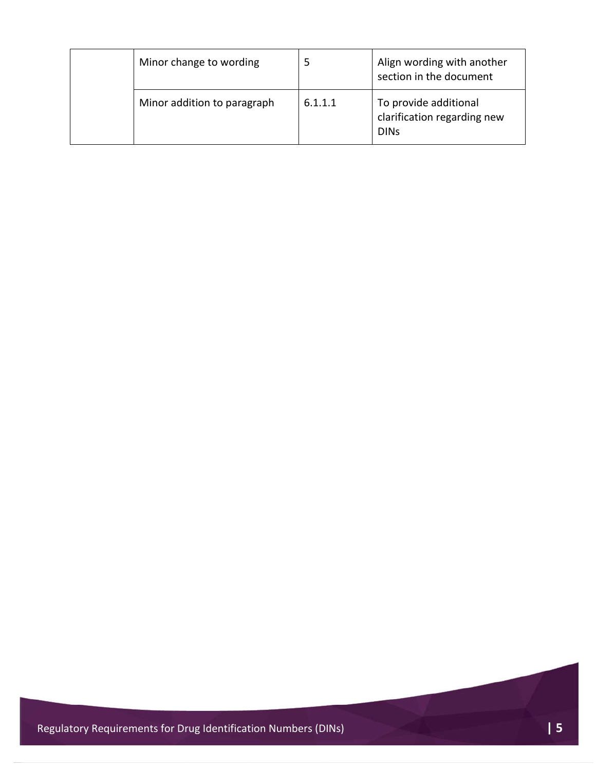| | | | |
|---|---|---|---|
| | Minor change to wording | 5 | Align wording with another section in the document |
| | Minor addition to paragraph | 6.1.1.1 | To provide additional clarification regarding new DINs |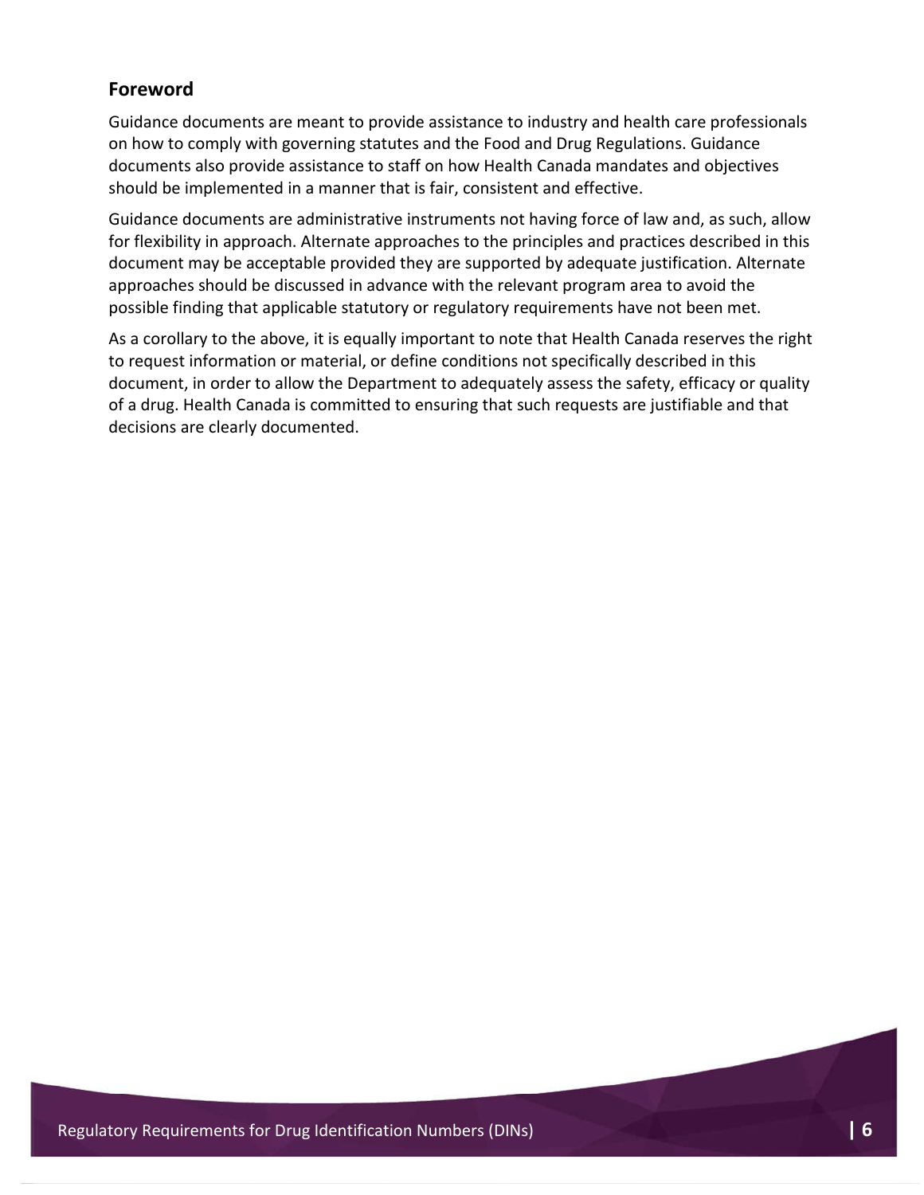## Foreword

Guidance documents are meant to provide assistance to industry and health care professionals on how to comply with governing statutes and the Food and Drug Regulations. Guidance documents also provide assistance to staff on how Health Canada mandates and objectives should be implemented in a manner that is fair, consistent and effective.

Guidance documents are administrative instruments not having force of law and, as such, allow for flexibility in approach. Alternate approaches to the principles and practices described in this document may be acceptable provided they are supported by adequate justification. Alternate approaches should be discussed in advance with the relevant program area to avoid the possible finding that applicable statutory or regulatory requirements have not been met.

As a corollary to the above, it is equally important to note that Health Canada reserves the right to request information or material, or define conditions not specifically described in this document, in order to allow the Department to adequately assess the safety, efficacy or quality of a drug. Health Canada is committed to ensuring that such requests are justifiable and that decisions are clearly documented.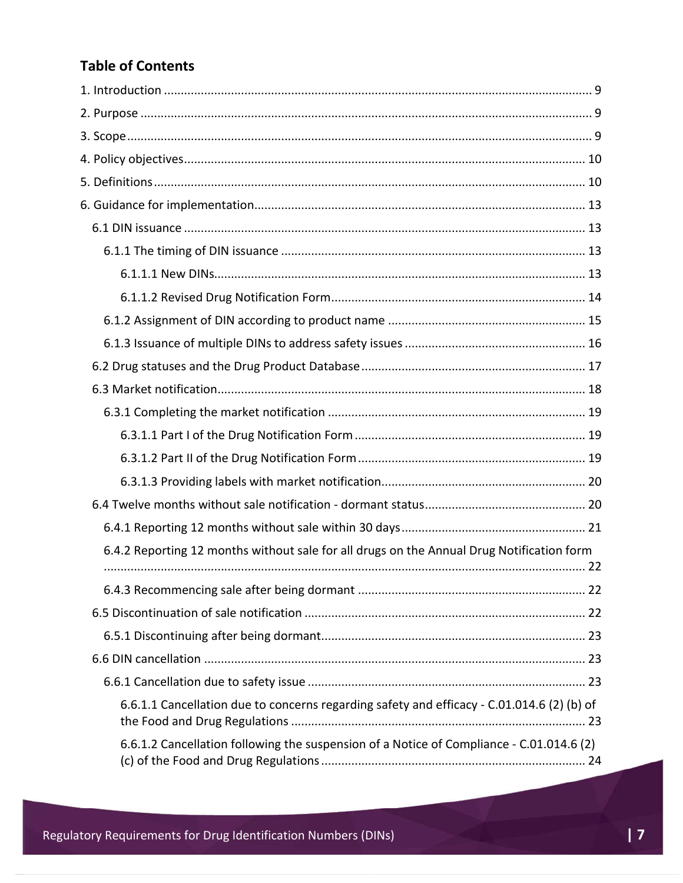## Table of Contents

1. Introduction ..... 9
2. Purpose ..... 9
3. Scope ..... 9
4. Policy objectives ..... 10
5. Definitions ..... 10
6. Guidance for implementation ..... 13
    - 6.1 DIN issuance ..... 13
        - 6.1.1 The timing of DIN issuance ..... 13
            - 6.1.1.1 New DINs ..... 13
            - 6.1.1.2 Revised Drug Notification Form ..... 14
        - 6.1.2 Assignment of DIN according to product name ..... 15
        - 6.1.3 Issuance of multiple DINs to address safety issues ..... 16
    - 6.2 Drug statuses and the Drug Product Database ..... 17
    - 6.3 Market notification ..... 18
        - 6.3.1 Completing the market notification ..... 19
            - 6.3.1.1 Part I of the Drug Notification Form ..... 19
            - 6.3.1.2 Part II of the Drug Notification Form ..... 19
            - 6.3.1.3 Providing labels with market notification ..... 20
    - 6.4 Twelve months without sale notification - dormant status ..... 20
        - 6.4.1 Reporting 12 months without sale within 30 days ..... 21
        - 6.4.2 Reporting 12 months without sale for all drugs on the Annual Drug Notification form ..... 22
        - 6.4.3 Recommencing sale after being dormant ..... 22
    - 6.5 Discontinuation of sale notification ..... 22
        - 6.5.1 Discontinuing after being dormant ..... 23
    - 6.6 DIN cancellation ..... 23
        - 6.6.1 Cancellation due to safety issue ..... 23
            - 6.6.1.1 Cancellation due to concerns regarding safety and efficacy - C.01.014.6 (2) (b) of the Food and Drug Regulations ..... 23
            - 6.6.1.2 Cancellation following the suspension of a Notice of Compliance - C.01.014.6 (2) (c) of the Food and Drug Regulations ..... 24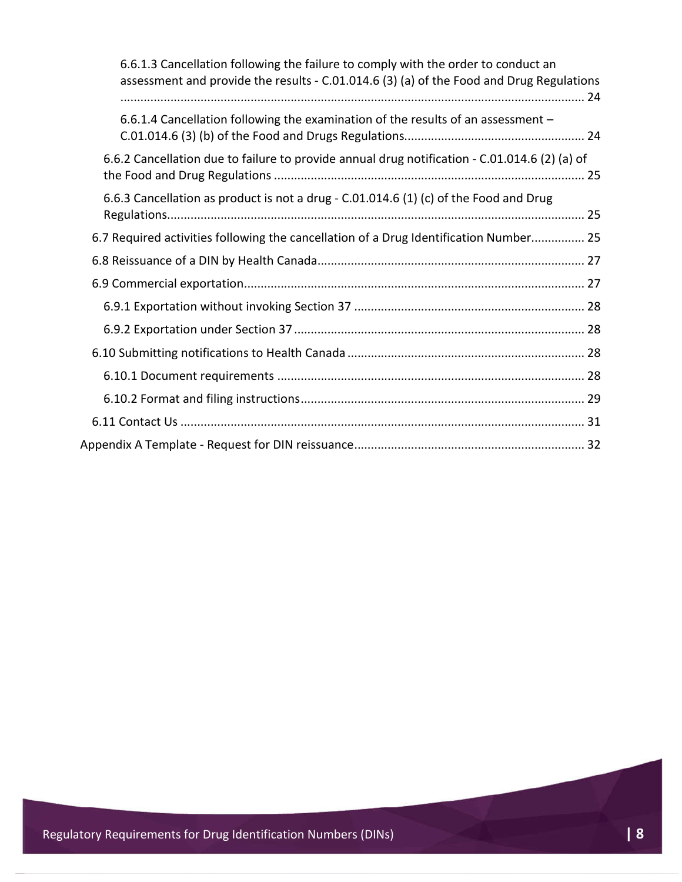6.6.1.3 Cancellation following the failure to comply with the order to conduct an assessment and provide the results - C.01.014.6 (3) (a) of the Food and Drug Regulations ........................................................................................................................................ 24

6.6.1.4 Cancellation following the examination of the results of an assessment – C.01.014.6 (3) (b) of the Food and Drugs Regulations..................................................... 24

6.6.2 Cancellation due to failure to provide annual drug notification - C.01.014.6 (2) (a) of the Food and Drug Regulations ........................................................................................... 25

6.6.3 Cancellation as product is not a drug - C.01.014.6 (1) (c) of the Food and Drug Regulations......................................................................................................................... 25

6.7 Required activities following the cancellation of a Drug Identification Number................ 25

6.8 Reissuance of a DIN by Health Canada............................................................................... 27

6.9 Commercial exportation..................................................................................................... 27

6.9.1 Exportation without invoking Section 37 .................................................................... 28

6.9.2 Exportation under Section 37 ...................................................................................... 28

6.10 Submitting notifications to Health Canada ...................................................................... 28

6.10.1 Document requirements ........................................................................................... 28

6.10.2 Format and filing instructions.................................................................................... 29

6.11 Contact Us ........................................................................................................................ 31

Appendix A Template - Request for DIN reissuance.................................................................... 32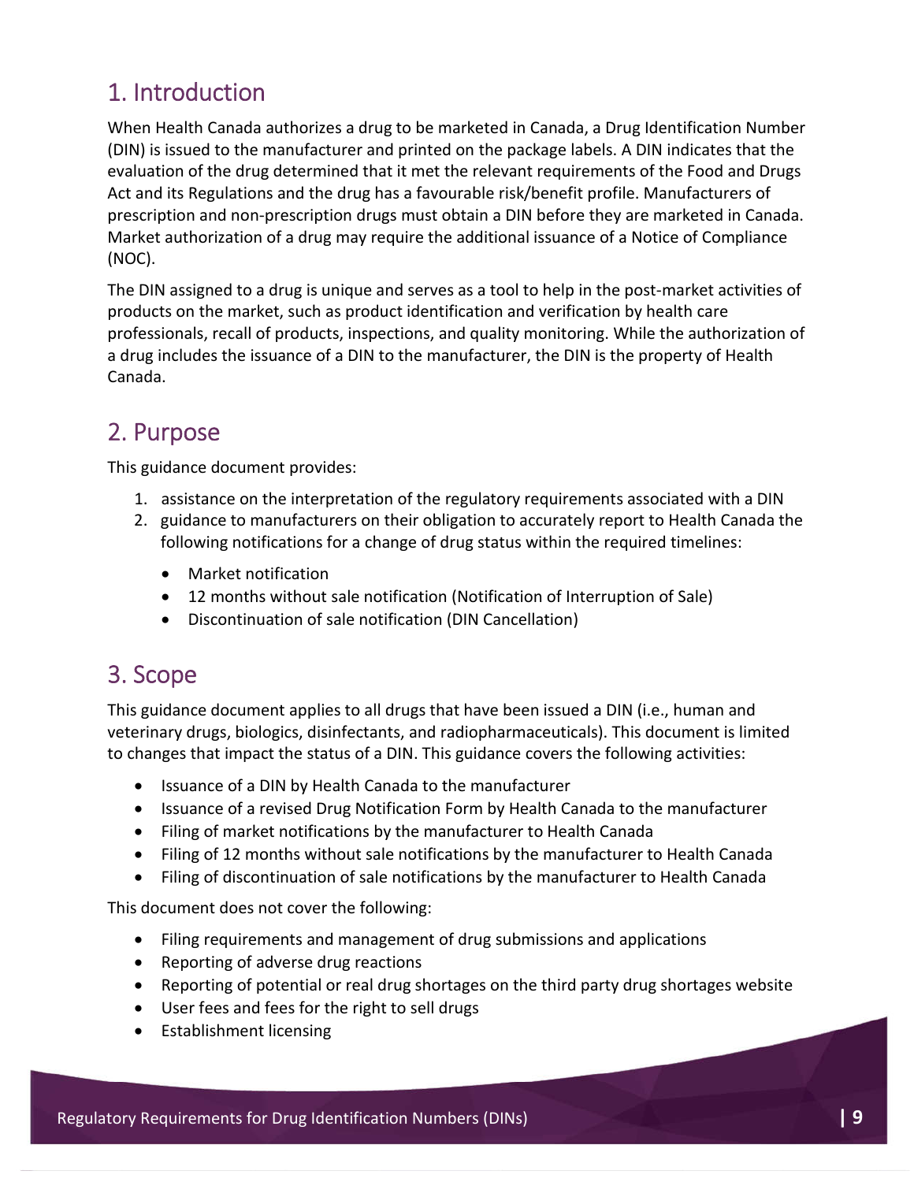## 1. Introduction

When Health Canada authorizes a drug to be marketed in Canada, a Drug Identification Number (DIN) is issued to the manufacturer and printed on the package labels. A DIN indicates that the evaluation of the drug determined that it met the relevant requirements of the Food and Drugs Act and its Regulations and the drug has a favourable risk/benefit profile. Manufacturers of prescription and non-prescription drugs must obtain a DIN before they are marketed in Canada. Market authorization of a drug may require the additional issuance of a Notice of Compliance (NOC).

The DIN assigned to a drug is unique and serves as a tool to help in the post-market activities of products on the market, such as product identification and verification by health care professionals, recall of products, inspections, and quality monitoring. While the authorization of a drug includes the issuance of a DIN to the manufacturer, the DIN is the property of Health Canada.

## 2. Purpose

This guidance document provides:

1. assistance on the interpretation of the regulatory requirements associated with a DIN
2. guidance to manufacturers on their obligation to accurately report to Health Canada the following notifications for a change of drug status within the required timelines:
   - Market notification
   - 12 months without sale notification (Notification of Interruption of Sale)
   - Discontinuation of sale notification (DIN Cancellation)

## 3. Scope

This guidance document applies to all drugs that have been issued a DIN (i.e., human and veterinary drugs, biologics, disinfectants, and radiopharmaceuticals). This document is limited to changes that impact the status of a DIN. This guidance covers the following activities:

- Issuance of a DIN by Health Canada to the manufacturer
- Issuance of a revised Drug Notification Form by Health Canada to the manufacturer
- Filing of market notifications by the manufacturer to Health Canada
- Filing of 12 months without sale notifications by the manufacturer to Health Canada
- Filing of discontinuation of sale notifications by the manufacturer to Health Canada

This document does not cover the following:

- Filing requirements and management of drug submissions and applications
- Reporting of adverse drug reactions
- Reporting of potential or real drug shortages on the third party drug shortages website
- User fees and fees for the right to sell drugs
- Establishment licensing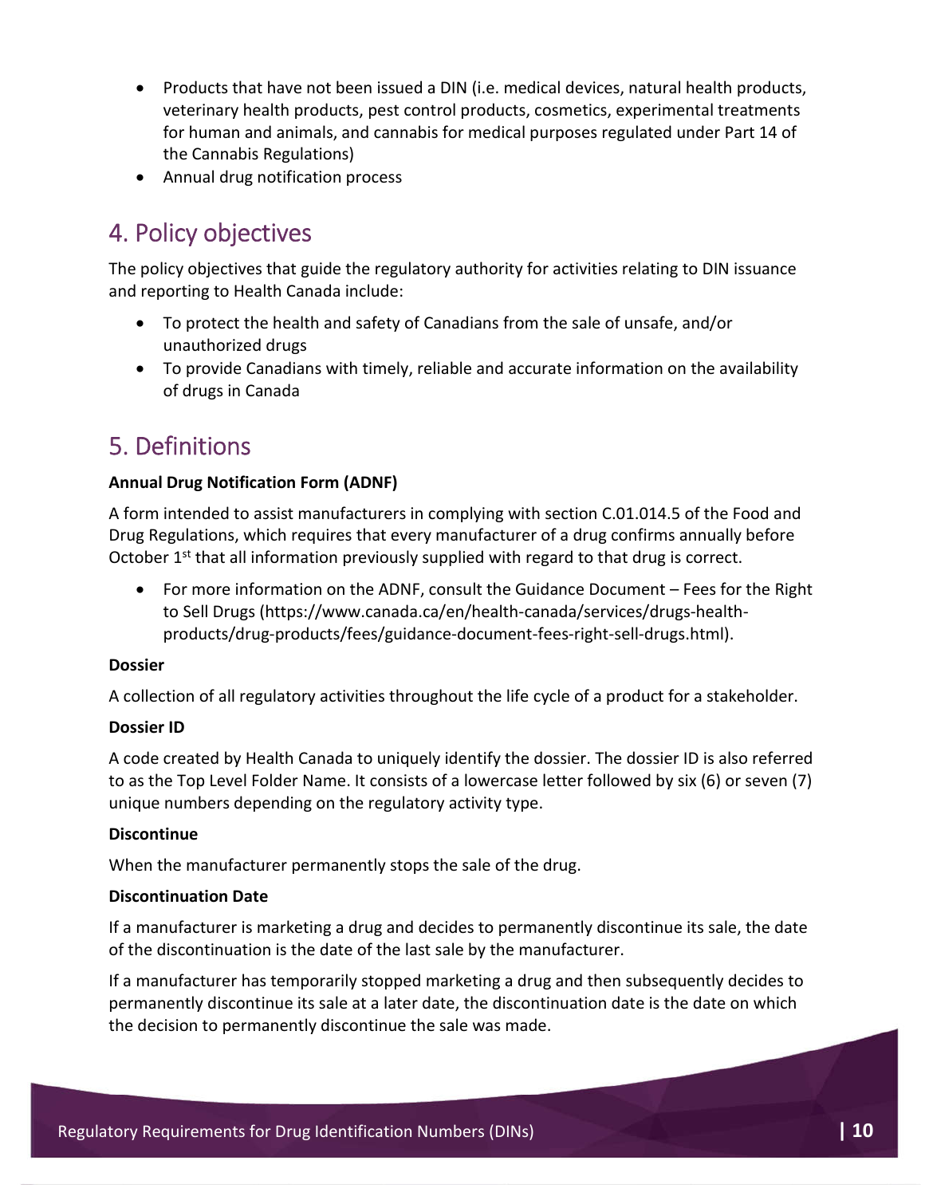- Products that have not been issued a DIN (i.e. medical devices, natural health products, veterinary health products, pest control products, cosmetics, experimental treatments for human and animals, and cannabis for medical purposes regulated under Part 14 of the Cannabis Regulations)
- Annual drug notification process

## 4. Policy objectives

The policy objectives that guide the regulatory authority for activities relating to DIN issuance and reporting to Health Canada include:

- To protect the health and safety of Canadians from the sale of unsafe, and/or unauthorized drugs
- To provide Canadians with timely, reliable and accurate information on the availability of drugs in Canada

## 5. Definitions

**Annual Drug Notification Form (ADNF)**

A form intended to assist manufacturers in complying with section C.01.014.5 of the Food and Drug Regulations, which requires that every manufacturer of a drug confirms annually before October 1st that all information previously supplied with regard to that drug is correct.

- For more information on the ADNF, consult the Guidance Document – Fees for the Right to Sell Drugs (https://www.canada.ca/en/health-canada/services/drugs-health-products/drug-products/fees/guidance-document-fees-right-sell-drugs.html).

**Dossier**

A collection of all regulatory activities throughout the life cycle of a product for a stakeholder.

**Dossier ID**

A code created by Health Canada to uniquely identify the dossier. The dossier ID is also referred to as the Top Level Folder Name. It consists of a lowercase letter followed by six (6) or seven (7) unique numbers depending on the regulatory activity type.

**Discontinue**

When the manufacturer permanently stops the sale of the drug.

**Discontinuation Date**

If a manufacturer is marketing a drug and decides to permanently discontinue its sale, the date of the discontinuation is the date of the last sale by the manufacturer.

If a manufacturer has temporarily stopped marketing a drug and then subsequently decides to permanently discontinue its sale at a later date, the discontinuation date is the date on which the decision to permanently discontinue the sale was made.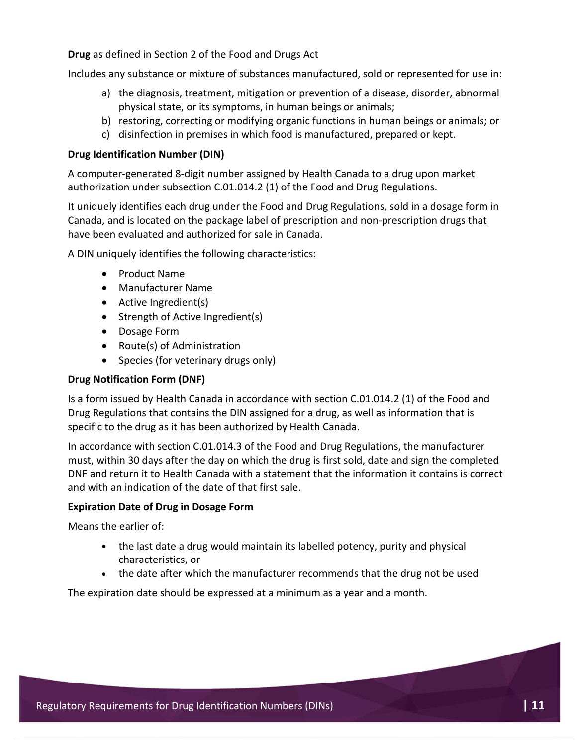**Drug** as defined in Section 2 of the Food and Drugs Act

Includes any substance or mixture of substances manufactured, sold or represented for use in:

a) the diagnosis, treatment, mitigation or prevention of a disease, disorder, abnormal physical state, or its symptoms, in human beings or animals;
b) restoring, correcting or modifying organic functions in human beings or animals; or
c) disinfection in premises in which food is manufactured, prepared or kept.

**Drug Identification Number (DIN)**

A computer-generated 8-digit number assigned by Health Canada to a drug upon market authorization under subsection C.01.014.2 (1) of the Food and Drug Regulations.

It uniquely identifies each drug under the Food and Drug Regulations, sold in a dosage form in Canada, and is located on the package label of prescription and non-prescription drugs that have been evaluated and authorized for sale in Canada.

A DIN uniquely identifies the following characteristics:

- Product Name
- Manufacturer Name
- Active Ingredient(s)
- Strength of Active Ingredient(s)
- Dosage Form
- Route(s) of Administration
- Species (for veterinary drugs only)

**Drug Notification Form (DNF)**

Is a form issued by Health Canada in accordance with section C.01.014.2 (1) of the Food and Drug Regulations that contains the DIN assigned for a drug, as well as information that is specific to the drug as it has been authorized by Health Canada.

In accordance with section C.01.014.3 of the Food and Drug Regulations, the manufacturer must, within 30 days after the day on which the drug is first sold, date and sign the completed DNF and return it to Health Canada with a statement that the information it contains is correct and with an indication of the date of that first sale.

**Expiration Date of Drug in Dosage Form**

Means the earlier of:

- the last date a drug would maintain its labelled potency, purity and physical characteristics, or
- the date after which the manufacturer recommends that the drug not be used

The expiration date should be expressed at a minimum as a year and a month.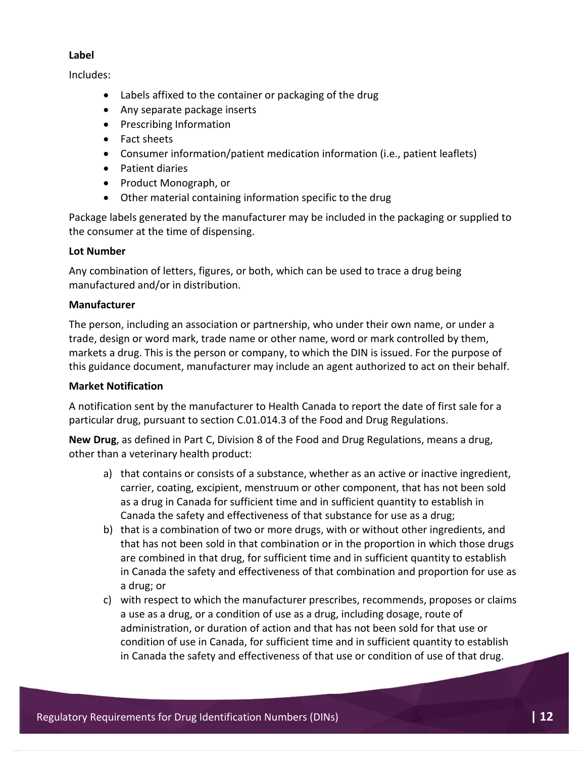**Label**

Includes:

- Labels affixed to the container or packaging of the drug
- Any separate package inserts
- Prescribing Information
- Fact sheets
- Consumer information/patient medication information (i.e., patient leaflets)
- Patient diaries
- Product Monograph, or
- Other material containing information specific to the drug

Package labels generated by the manufacturer may be included in the packaging or supplied to the consumer at the time of dispensing.

**Lot Number**

Any combination of letters, figures, or both, which can be used to trace a drug being manufactured and/or in distribution.

**Manufacturer**

The person, including an association or partnership, who under their own name, or under a trade, design or word mark, trade name or other name, word or mark controlled by them, markets a drug. This is the person or company, to which the DIN is issued. For the purpose of this guidance document, manufacturer may include an agent authorized to act on their behalf.

**Market Notification**

A notification sent by the manufacturer to Health Canada to report the date of first sale for a particular drug, pursuant to section C.01.014.3 of the Food and Drug Regulations.

**New Drug**, as defined in Part C, Division 8 of the Food and Drug Regulations, means a drug, other than a veterinary health product:

a) that contains or consists of a substance, whether as an active or inactive ingredient, carrier, coating, excipient, menstruum or other component, that has not been sold as a drug in Canada for sufficient time and in sufficient quantity to establish in Canada the safety and effectiveness of that substance for use as a drug;
b) that is a combination of two or more drugs, with or without other ingredients, and that has not been sold in that combination or in the proportion in which those drugs are combined in that drug, for sufficient time and in sufficient quantity to establish in Canada the safety and effectiveness of that combination and proportion for use as a drug; or
c) with respect to which the manufacturer prescribes, recommends, proposes or claims a use as a drug, or a condition of use as a drug, including dosage, route of administration, or duration of action and that has not been sold for that use or condition of use in Canada, for sufficient time and in sufficient quantity to establish in Canada the safety and effectiveness of that use or condition of use of that drug.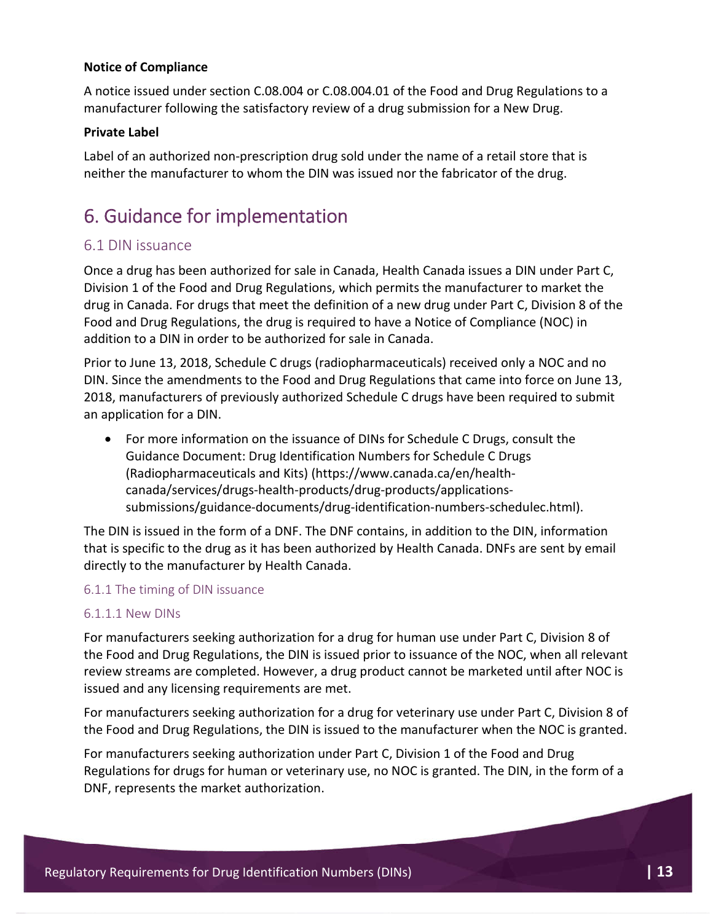**Notice of Compliance**

A notice issued under section C.08.004 or C.08.004.01 of the Food and Drug Regulations to a manufacturer following the satisfactory review of a drug submission for a New Drug.

**Private Label**

Label of an authorized non-prescription drug sold under the name of a retail store that is neither the manufacturer to whom the DIN was issued nor the fabricator of the drug.

# 6. Guidance for implementation

## 6.1 DIN issuance

Once a drug has been authorized for sale in Canada, Health Canada issues a DIN under Part C, Division 1 of the Food and Drug Regulations, which permits the manufacturer to market the drug in Canada. For drugs that meet the definition of a new drug under Part C, Division 8 of the Food and Drug Regulations, the drug is required to have a Notice of Compliance (NOC) in addition to a DIN in order to be authorized for sale in Canada.

Prior to June 13, 2018, Schedule C drugs (radiopharmaceuticals) received only a NOC and no DIN. Since the amendments to the Food and Drug Regulations that came into force on June 13, 2018, manufacturers of previously authorized Schedule C drugs have been required to submit an application for a DIN.

- For more information on the issuance of DINs for Schedule C Drugs, consult the Guidance Document: Drug Identification Numbers for Schedule C Drugs (Radiopharmaceuticals and Kits) (https://www.canada.ca/en/health-canada/services/drugs-health-products/drug-products/applications-submissions/guidance-documents/drug-identification-numbers-schedulec.html).

The DIN is issued in the form of a DNF. The DNF contains, in addition to the DIN, information that is specific to the drug as it has been authorized by Health Canada. DNFs are sent by email directly to the manufacturer by Health Canada.

### 6.1.1 The timing of DIN issuance

#### 6.1.1.1 New DINs

For manufacturers seeking authorization for a drug for human use under Part C, Division 8 of the Food and Drug Regulations, the DIN is issued prior to issuance of the NOC, when all relevant review streams are completed. However, a drug product cannot be marketed until after NOC is issued and any licensing requirements are met.

For manufacturers seeking authorization for a drug for veterinary use under Part C, Division 8 of the Food and Drug Regulations, the DIN is issued to the manufacturer when the NOC is granted.

For manufacturers seeking authorization under Part C, Division 1 of the Food and Drug Regulations for drugs for human or veterinary use, no NOC is granted. The DIN, in the form of a DNF, represents the market authorization.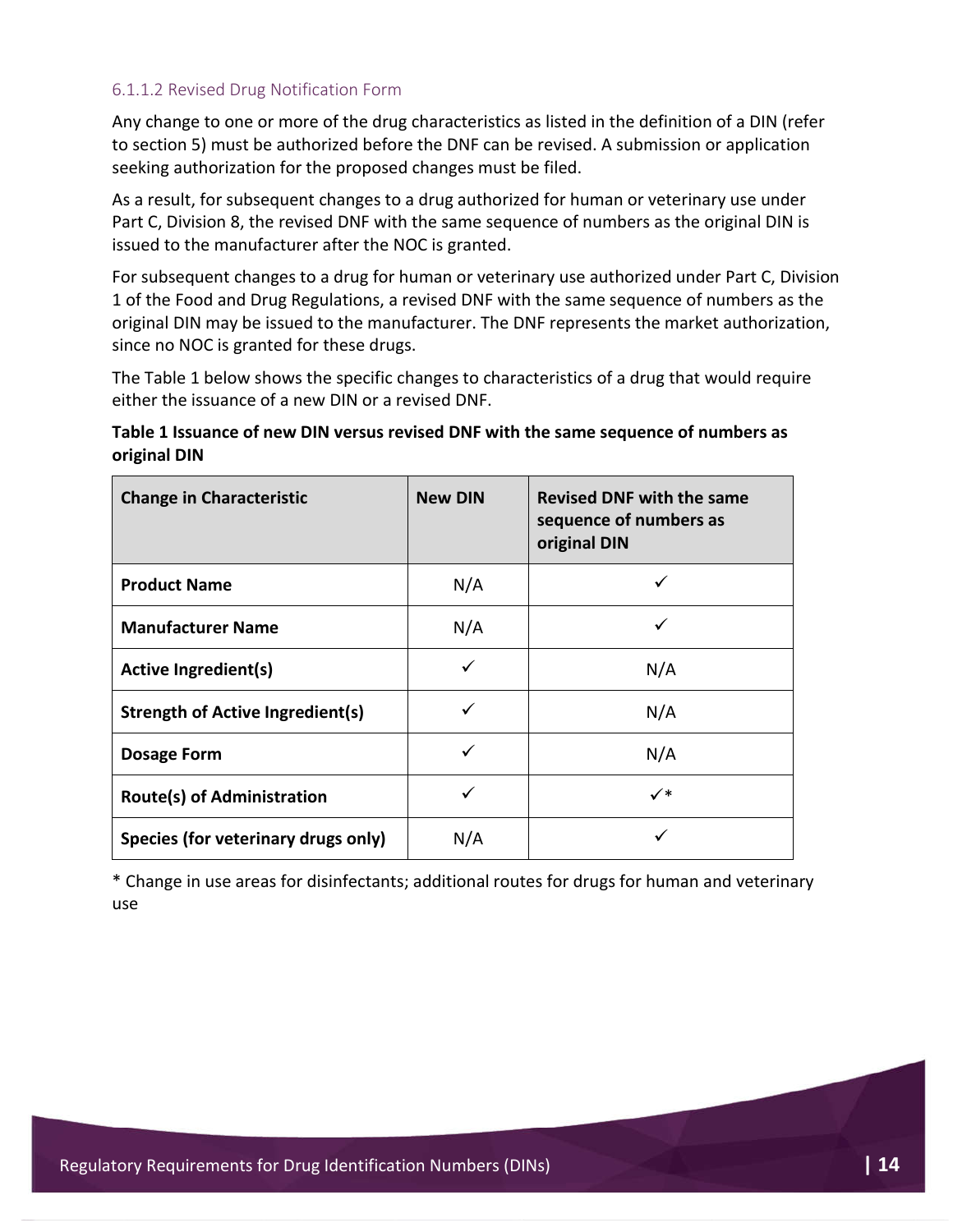#### 6.1.1.2 Revised Drug Notification Form

Any change to one or more of the drug characteristics as listed in the definition of a DIN (refer to section 5) must be authorized before the DNF can be revised. A submission or application seeking authorization for the proposed changes must be filed.

As a result, for subsequent changes to a drug authorized for human or veterinary use under Part C, Division 8, the revised DNF with the same sequence of numbers as the original DIN is issued to the manufacturer after the NOC is granted.

For subsequent changes to a drug for human or veterinary use authorized under Part C, Division 1 of the Food and Drug Regulations, a revised DNF with the same sequence of numbers as the original DIN may be issued to the manufacturer. The DNF represents the market authorization, since no NOC is granted for these drugs.

The Table 1 below shows the specific changes to characteristics of a drug that would require either the issuance of a new DIN or a revised DNF.

**Table 1 Issuance of new DIN versus revised DNF with the same sequence of numbers as original DIN**

| Change in Characteristic | New DIN | Revised DNF with the same sequence of numbers as original DIN |
|---|---|---|
| **Product Name** | N/A | ✓ |
| **Manufacturer Name** | N/A | ✓ |
| **Active Ingredient(s)** | ✓ | N/A |
| **Strength of Active Ingredient(s)** | ✓ | N/A |
| **Dosage Form** | ✓ | N/A |
| **Route(s) of Administration** | ✓ | ✓* |
| **Species (for veterinary drugs only)** | N/A | ✓ |

* Change in use areas for disinfectants; additional routes for drugs for human and veterinary use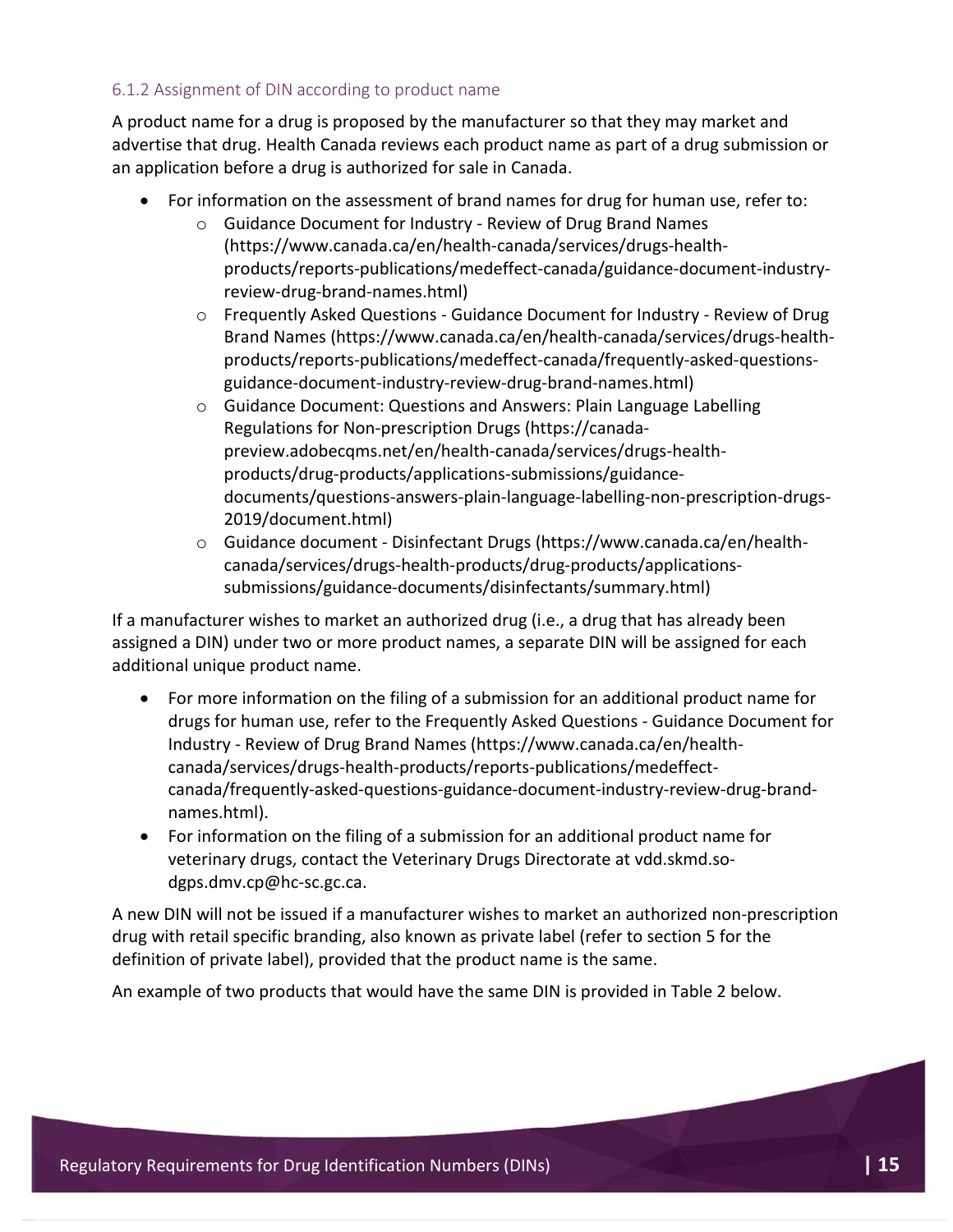### 6.1.2 Assignment of DIN according to product name

A product name for a drug is proposed by the manufacturer so that they may market and advertise that drug. Health Canada reviews each product name as part of a drug submission or an application before a drug is authorized for sale in Canada.

- For information on the assessment of brand names for drug for human use, refer to:
    - Guidance Document for Industry - Review of Drug Brand Names (https://www.canada.ca/en/health-canada/services/drugs-health-products/reports-publications/medeffect-canada/guidance-document-industry-review-drug-brand-names.html)
    - Frequently Asked Questions - Guidance Document for Industry - Review of Drug Brand Names (https://www.canada.ca/en/health-canada/services/drugs-health-products/reports-publications/medeffect-canada/frequently-asked-questions-guidance-document-industry-review-drug-brand-names.html)
    - Guidance Document: Questions and Answers: Plain Language Labelling Regulations for Non-prescription Drugs (https://canada-preview.adobecqms.net/en/health-canada/services/drugs-health-products/drug-products/applications-submissions/guidance-documents/questions-answers-plain-language-labelling-non-prescription-drugs-2019/document.html)
    - Guidance document - Disinfectant Drugs (https://www.canada.ca/en/health-canada/services/drugs-health-products/drug-products/applications-submissions/guidance-documents/disinfectants/summary.html)

If a manufacturer wishes to market an authorized drug (i.e., a drug that has already been assigned a DIN) under two or more product names, a separate DIN will be assigned for each additional unique product name.

- For more information on the filing of a submission for an additional product name for drugs for human use, refer to the Frequently Asked Questions - Guidance Document for Industry - Review of Drug Brand Names (https://www.canada.ca/en/health-canada/services/drugs-health-products/reports-publications/medeffect-canada/frequently-asked-questions-guidance-document-industry-review-drug-brand-names.html).
- For information on the filing of a submission for an additional product name for veterinary drugs, contact the Veterinary Drugs Directorate at vdd.skmd.so-dgps.dmv.cp@hc-sc.gc.ca.

A new DIN will not be issued if a manufacturer wishes to market an authorized non-prescription drug with retail specific branding, also known as private label (refer to section 5 for the definition of private label), provided that the product name is the same.

An example of two products that would have the same DIN is provided in Table 2 below.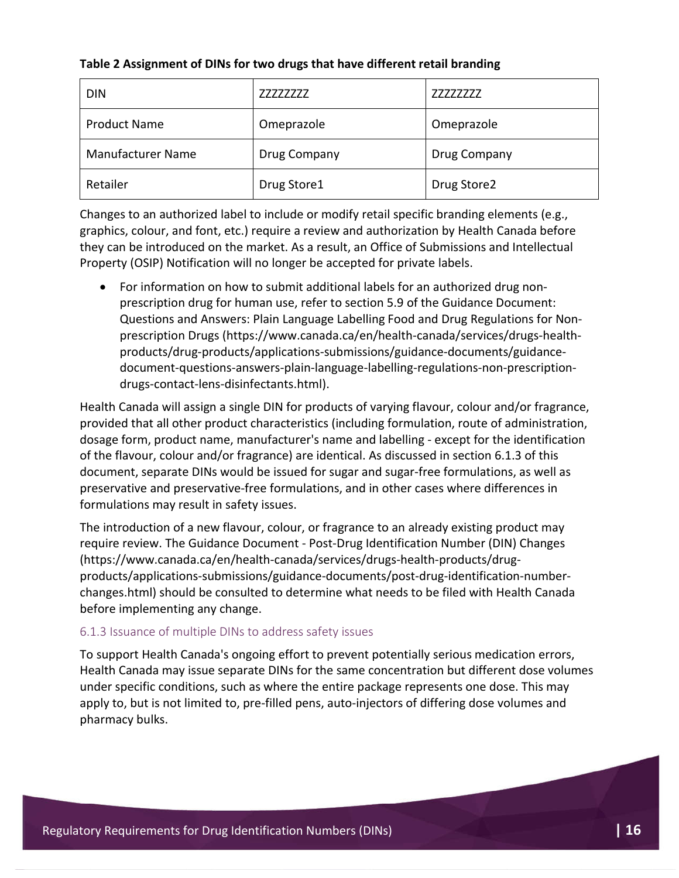**Table 2 Assignment of DINs for two drugs that have different retail branding**

| DIN | ZZZZZZZZ | ZZZZZZZZ |
|---|---|---|
| Product Name | Omeprazole | Omeprazole |
| Manufacturer Name | Drug Company | Drug Company |
| Retailer | Drug Store1 | Drug Store2 |

Changes to an authorized label to include or modify retail specific branding elements (e.g., graphics, colour, and font, etc.) require a review and authorization by Health Canada before they can be introduced on the market. As a result, an Office of Submissions and Intellectual Property (OSIP) Notification will no longer be accepted for private labels.

- For information on how to submit additional labels for an authorized drug non-prescription drug for human use, refer to section 5.9 of the Guidance Document: Questions and Answers: Plain Language Labelling Food and Drug Regulations for Non-prescription Drugs (https://www.canada.ca/en/health-canada/services/drugs-health-products/drug-products/applications-submissions/guidance-documents/guidance-document-questions-answers-plain-language-labelling-regulations-non-prescription-drugs-contact-lens-disinfectants.html).

Health Canada will assign a single DIN for products of varying flavour, colour and/or fragrance, provided that all other product characteristics (including formulation, route of administration, dosage form, product name, manufacturer's name and labelling - except for the identification of the flavour, colour and/or fragrance) are identical. As discussed in section 6.1.3 of this document, separate DINs would be issued for sugar and sugar-free formulations, as well as preservative and preservative-free formulations, and in other cases where differences in formulations may result in safety issues.

The introduction of a new flavour, colour, or fragrance to an already existing product may require review. The Guidance Document - Post-Drug Identification Number (DIN) Changes (https://www.canada.ca/en/health-canada/services/drugs-health-products/drug-products/applications-submissions/guidance-documents/post-drug-identification-number-changes.html) should be consulted to determine what needs to be filed with Health Canada before implementing any change.

### 6.1.3 Issuance of multiple DINs to address safety issues

To support Health Canada's ongoing effort to prevent potentially serious medication errors, Health Canada may issue separate DINs for the same concentration but different dose volumes under specific conditions, such as where the entire package represents one dose. This may apply to, but is not limited to, pre-filled pens, auto-injectors of differing dose volumes and pharmacy bulks.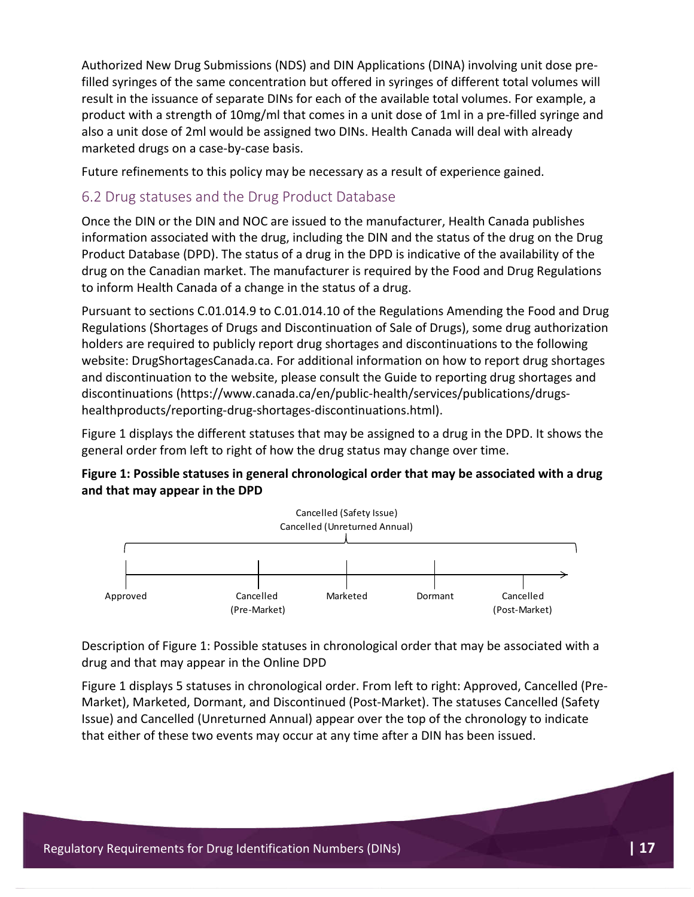Authorized New Drug Submissions (NDS) and DIN Applications (DINA) involving unit dose pre-filled syringes of the same concentration but offered in syringes of different total volumes will result in the issuance of separate DINs for each of the available total volumes. For example, a product with a strength of 10mg/ml that comes in a unit dose of 1ml in a pre-filled syringe and also a unit dose of 2ml would be assigned two DINs. Health Canada will deal with already marketed drugs on a case-by-case basis.

Future refinements to this policy may be necessary as a result of experience gained.

## 6.2 Drug statuses and the Drug Product Database

Once the DIN or the DIN and NOC are issued to the manufacturer, Health Canada publishes information associated with the drug, including the DIN and the status of the drug on the Drug Product Database (DPD). The status of a drug in the DPD is indicative of the availability of the drug on the Canadian market. The manufacturer is required by the Food and Drug Regulations to inform Health Canada of a change in the status of a drug.

Pursuant to sections C.01.014.9 to C.01.014.10 of the Regulations Amending the Food and Drug Regulations (Shortages of Drugs and Discontinuation of Sale of Drugs), some drug authorization holders are required to publicly report drug shortages and discontinuations to the following website: DrugShortagesCanada.ca. For additional information on how to report drug shortages and discontinuation to the website, please consult the Guide to reporting drug shortages and discontinuations (https://www.canada.ca/en/public-health/services/publications/drugs-healthproducts/reporting-drug-shortages-discontinuations.html).

Figure 1 displays the different statuses that may be assigned to a drug in the DPD. It shows the general order from left to right of how the drug status may change over time.

**Figure 1: Possible statuses in general chronological order that may be associated with a drug and that may appear in the DPD**

Cancelled (Safety Issue)
Cancelled (Unreturned Annual)

Approved — Cancelled (Pre-Market) — Marketed — Dormant — Cancelled (Post-Market)

Description of Figure 1: Possible statuses in chronological order that may be associated with a drug and that may appear in the Online DPD

Figure 1 displays 5 statuses in chronological order. From left to right: Approved, Cancelled (Pre-Market), Marketed, Dormant, and Discontinued (Post-Market). The statuses Cancelled (Safety Issue) and Cancelled (Unreturned Annual) appear over the top of the chronology to indicate that either of these two events may occur at any time after a DIN has been issued.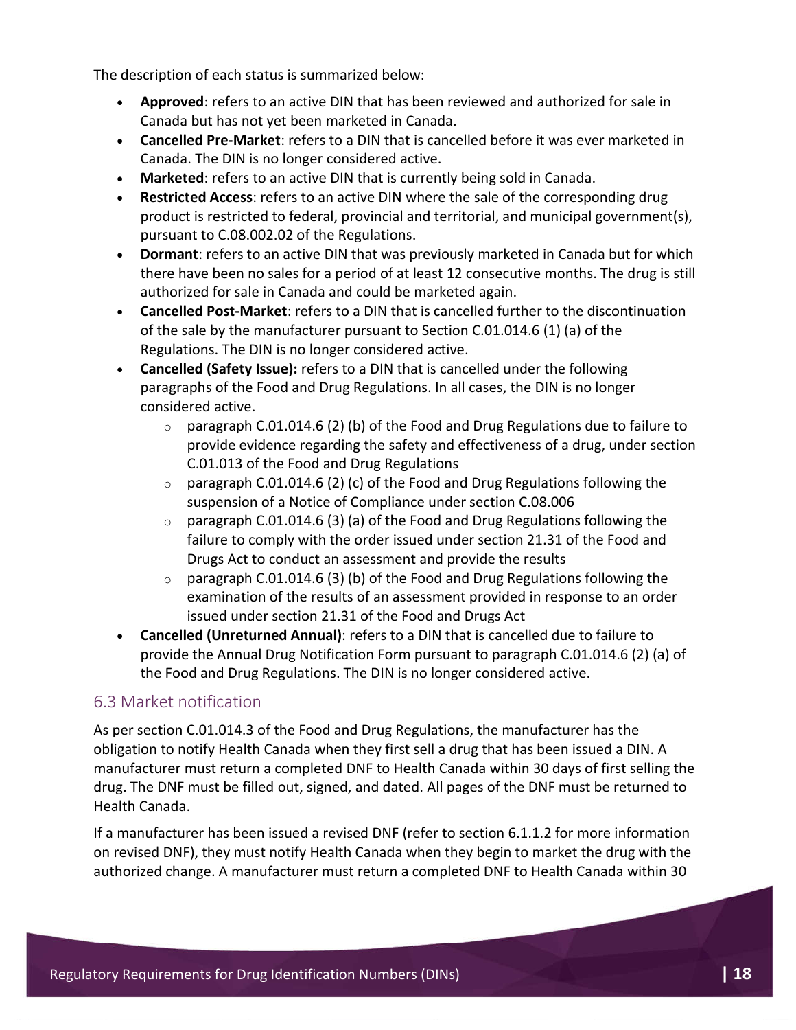The description of each status is summarized below:

- **Approved**: refers to an active DIN that has been reviewed and authorized for sale in Canada but has not yet been marketed in Canada.
- **Cancelled Pre-Market**: refers to a DIN that is cancelled before it was ever marketed in Canada. The DIN is no longer considered active.
- **Marketed**: refers to an active DIN that is currently being sold in Canada.
- **Restricted Access**: refers to an active DIN where the sale of the corresponding drug product is restricted to federal, provincial and territorial, and municipal government(s), pursuant to C.08.002.02 of the Regulations.
- **Dormant**: refers to an active DIN that was previously marketed in Canada but for which there have been no sales for a period of at least 12 consecutive months. The drug is still authorized for sale in Canada and could be marketed again.
- **Cancelled Post-Market**: refers to a DIN that is cancelled further to the discontinuation of the sale by the manufacturer pursuant to Section C.01.014.6 (1) (a) of the Regulations. The DIN is no longer considered active.
- **Cancelled (Safety Issue):** refers to a DIN that is cancelled under the following paragraphs of the Food and Drug Regulations. In all cases, the DIN is no longer considered active.
  - paragraph C.01.014.6 (2) (b) of the Food and Drug Regulations due to failure to provide evidence regarding the safety and effectiveness of a drug, under section C.01.013 of the Food and Drug Regulations
  - paragraph C.01.014.6 (2) (c) of the Food and Drug Regulations following the suspension of a Notice of Compliance under section C.08.006
  - paragraph C.01.014.6 (3) (a) of the Food and Drug Regulations following the failure to comply with the order issued under section 21.31 of the Food and Drugs Act to conduct an assessment and provide the results
  - paragraph C.01.014.6 (3) (b) of the Food and Drug Regulations following the examination of the results of an assessment provided in response to an order issued under section 21.31 of the Food and Drugs Act
- **Cancelled (Unreturned Annual)**: refers to a DIN that is cancelled due to failure to provide the Annual Drug Notification Form pursuant to paragraph C.01.014.6 (2) (a) of the Food and Drug Regulations. The DIN is no longer considered active.

## 6.3 Market notification

As per section C.01.014.3 of the Food and Drug Regulations, the manufacturer has the obligation to notify Health Canada when they first sell a drug that has been issued a DIN. A manufacturer must return a completed DNF to Health Canada within 30 days of first selling the drug. The DNF must be filled out, signed, and dated. All pages of the DNF must be returned to Health Canada.

If a manufacturer has been issued a revised DNF (refer to section 6.1.1.2 for more information on revised DNF), they must notify Health Canada when they begin to market the drug with the authorized change. A manufacturer must return a completed DNF to Health Canada within 30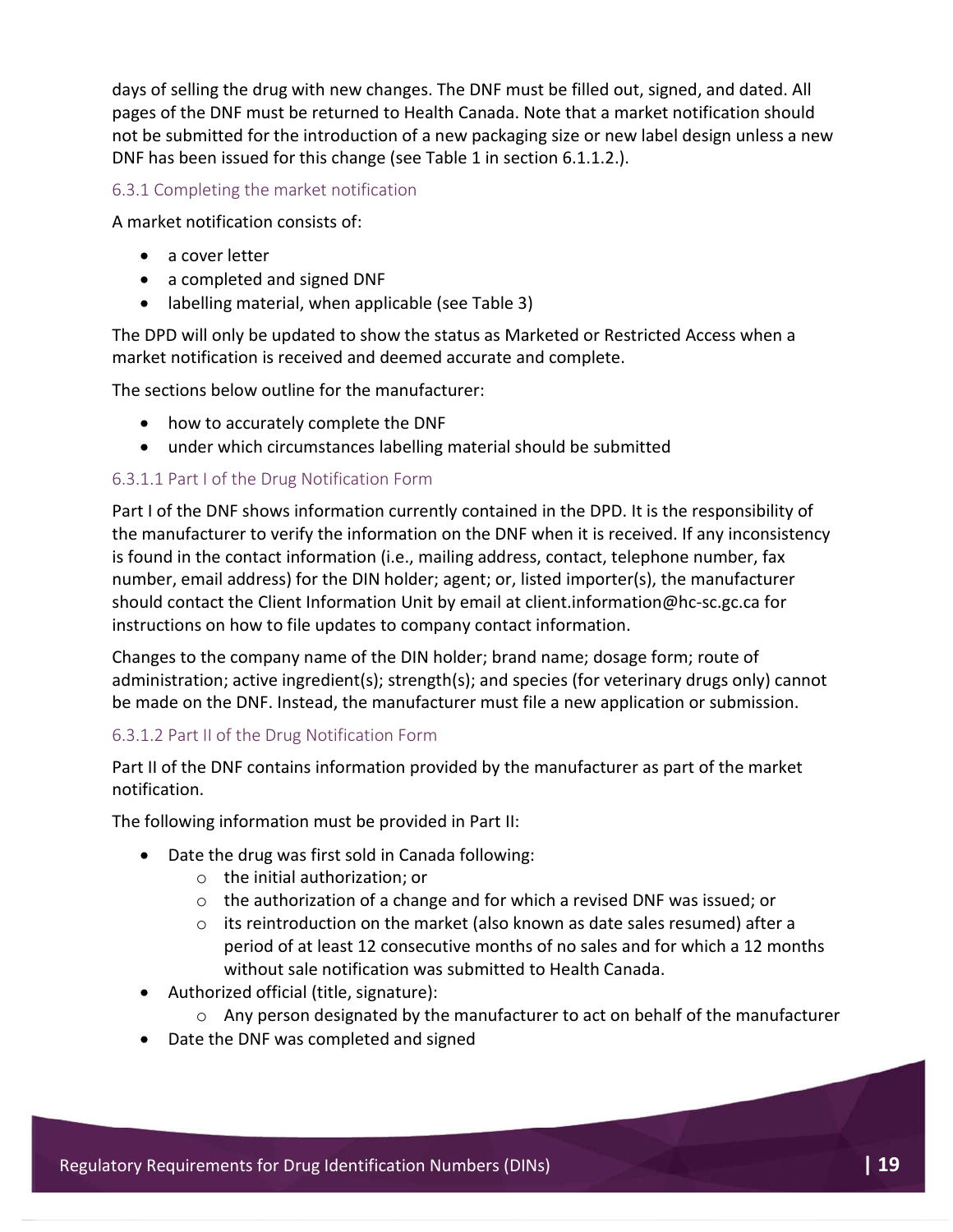days of selling the drug with new changes. The DNF must be filled out, signed, and dated. All pages of the DNF must be returned to Health Canada. Note that a market notification should not be submitted for the introduction of a new packaging size or new label design unless a new DNF has been issued for this change (see Table 1 in section 6.1.1.2.).

### 6.3.1 Completing the market notification

A market notification consists of:

- a cover letter
- a completed and signed DNF
- labelling material, when applicable (see Table 3)

The DPD will only be updated to show the status as Marketed or Restricted Access when a market notification is received and deemed accurate and complete.

The sections below outline for the manufacturer:

- how to accurately complete the DNF
- under which circumstances labelling material should be submitted

#### 6.3.1.1 Part I of the Drug Notification Form

Part I of the DNF shows information currently contained in the DPD. It is the responsibility of the manufacturer to verify the information on the DNF when it is received. If any inconsistency is found in the contact information (i.e., mailing address, contact, telephone number, fax number, email address) for the DIN holder; agent; or, listed importer(s), the manufacturer should contact the Client Information Unit by email at client.information@hc-sc.gc.ca for instructions on how to file updates to company contact information.

Changes to the company name of the DIN holder; brand name; dosage form; route of administration; active ingredient(s); strength(s); and species (for veterinary drugs only) cannot be made on the DNF. Instead, the manufacturer must file a new application or submission.

#### 6.3.1.2 Part II of the Drug Notification Form

Part II of the DNF contains information provided by the manufacturer as part of the market notification.

The following information must be provided in Part II:

- Date the drug was first sold in Canada following:
  - the initial authorization; or
  - the authorization of a change and for which a revised DNF was issued; or
  - its reintroduction on the market (also known as date sales resumed) after a period of at least 12 consecutive months of no sales and for which a 12 months without sale notification was submitted to Health Canada.
- Authorized official (title, signature):
  - Any person designated by the manufacturer to act on behalf of the manufacturer
- Date the DNF was completed and signed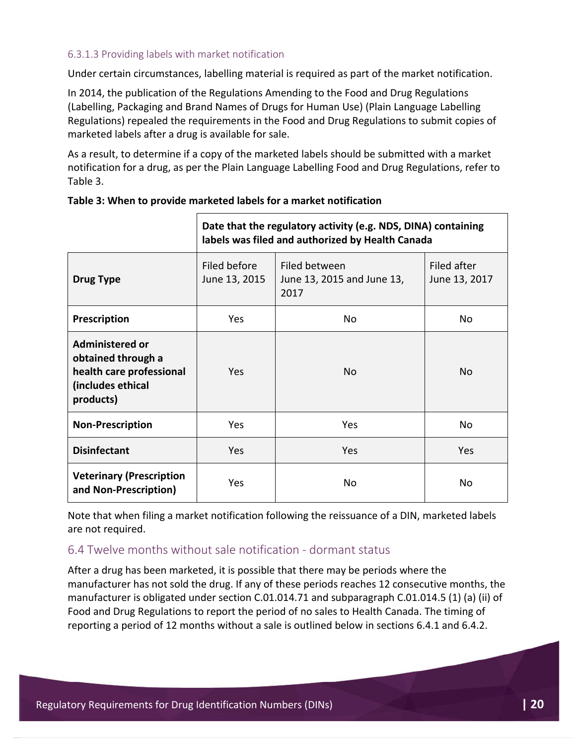#### 6.3.1.3 Providing labels with market notification

Under certain circumstances, labelling material is required as part of the market notification.

In 2014, the publication of the Regulations Amending to the Food and Drug Regulations (Labelling, Packaging and Brand Names of Drugs for Human Use) (Plain Language Labelling Regulations) repealed the requirements in the Food and Drug Regulations to submit copies of marketed labels after a drug is available for sale.

As a result, to determine if a copy of the marketed labels should be submitted with a market notification for a drug, as per the Plain Language Labelling Food and Drug Regulations, refer to Table 3.

**Table 3: When to provide marketed labels for a market notification**

| | **Date that the regulatory activity (e.g. NDS, DINA) containing labels was filed and authorized by Health Canada** | | |
|---|---|---|---|
| **Drug Type** | Filed before June 13, 2015 | Filed between June 13, 2015 and June 13, 2017 | Filed after June 13, 2017 |
| **Prescription** | Yes | No | No |
| **Administered or obtained through a health care professional (includes ethical products)** | Yes | No | No |
| **Non-Prescription** | Yes | Yes | No |
| **Disinfectant** | Yes | Yes | Yes |
| **Veterinary (Prescription and Non-Prescription)** | Yes | No | No |

Note that when filing a market notification following the reissuance of a DIN, marketed labels are not required.

## 6.4 Twelve months without sale notification - dormant status

After a drug has been marketed, it is possible that there may be periods where the manufacturer has not sold the drug. If any of these periods reaches 12 consecutive months, the manufacturer is obligated under section C.01.014.71 and subparagraph C.01.014.5 (1) (a) (ii) of Food and Drug Regulations to report the period of no sales to Health Canada. The timing of reporting a period of 12 months without a sale is outlined below in sections 6.4.1 and 6.4.2.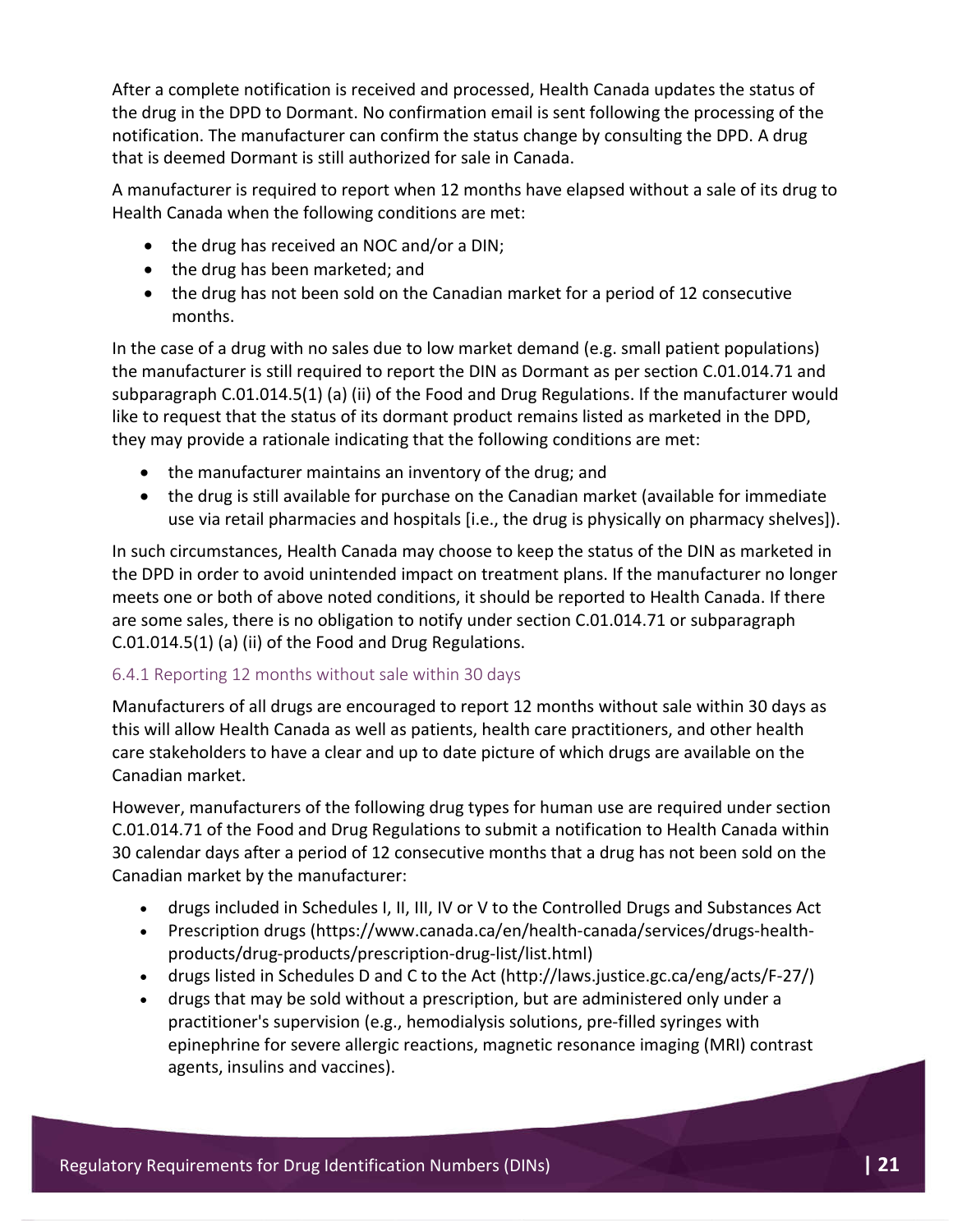After a complete notification is received and processed, Health Canada updates the status of the drug in the DPD to Dormant. No confirmation email is sent following the processing of the notification. The manufacturer can confirm the status change by consulting the DPD. A drug that is deemed Dormant is still authorized for sale in Canada.

A manufacturer is required to report when 12 months have elapsed without a sale of its drug to Health Canada when the following conditions are met:

- the drug has received an NOC and/or a DIN;
- the drug has been marketed; and
- the drug has not been sold on the Canadian market for a period of 12 consecutive months.

In the case of a drug with no sales due to low market demand (e.g. small patient populations) the manufacturer is still required to report the DIN as Dormant as per section C.01.014.71 and subparagraph C.01.014.5(1) (a) (ii) of the Food and Drug Regulations. If the manufacturer would like to request that the status of its dormant product remains listed as marketed in the DPD, they may provide a rationale indicating that the following conditions are met:

- the manufacturer maintains an inventory of the drug; and
- the drug is still available for purchase on the Canadian market (available for immediate use via retail pharmacies and hospitals [i.e., the drug is physically on pharmacy shelves]).

In such circumstances, Health Canada may choose to keep the status of the DIN as marketed in the DPD in order to avoid unintended impact on treatment plans. If the manufacturer no longer meets one or both of above noted conditions, it should be reported to Health Canada. If there are some sales, there is no obligation to notify under section C.01.014.71 or subparagraph C.01.014.5(1) (a) (ii) of the Food and Drug Regulations.

### 6.4.1 Reporting 12 months without sale within 30 days

Manufacturers of all drugs are encouraged to report 12 months without sale within 30 days as this will allow Health Canada as well as patients, health care practitioners, and other health care stakeholders to have a clear and up to date picture of which drugs are available on the Canadian market.

However, manufacturers of the following drug types for human use are required under section C.01.014.71 of the Food and Drug Regulations to submit a notification to Health Canada within 30 calendar days after a period of 12 consecutive months that a drug has not been sold on the Canadian market by the manufacturer:

- drugs included in Schedules I, II, III, IV or V to the Controlled Drugs and Substances Act
- Prescription drugs (https://www.canada.ca/en/health-canada/services/drugs-health-products/drug-products/prescription-drug-list/list.html)
- drugs listed in Schedules D and C to the Act (http://laws.justice.gc.ca/eng/acts/F-27/)
- drugs that may be sold without a prescription, but are administered only under a practitioner's supervision (e.g., hemodialysis solutions, pre-filled syringes with epinephrine for severe allergic reactions, magnetic resonance imaging (MRI) contrast agents, insulins and vaccines).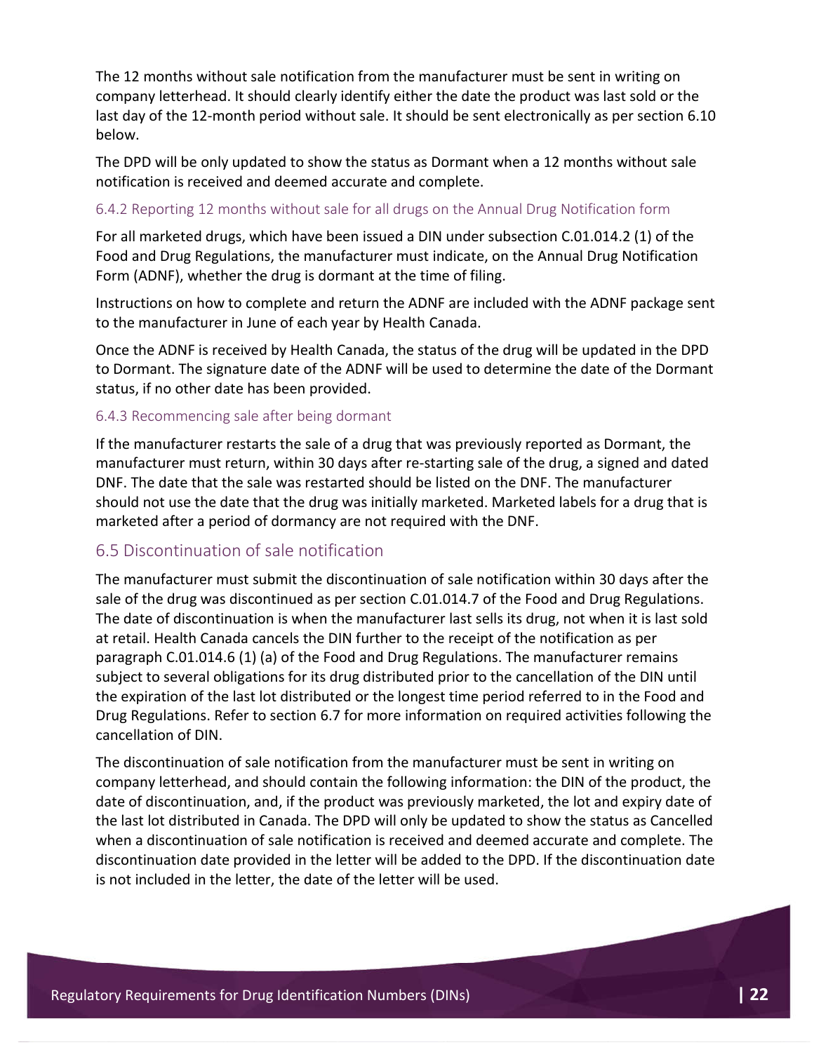The 12 months without sale notification from the manufacturer must be sent in writing on company letterhead. It should clearly identify either the date the product was last sold or the last day of the 12-month period without sale. It should be sent electronically as per section 6.10 below.

The DPD will be only updated to show the status as Dormant when a 12 months without sale notification is received and deemed accurate and complete.

#### 6.4.2 Reporting 12 months without sale for all drugs on the Annual Drug Notification form

For all marketed drugs, which have been issued a DIN under subsection C.01.014.2 (1) of the Food and Drug Regulations, the manufacturer must indicate, on the Annual Drug Notification Form (ADNF), whether the drug is dormant at the time of filing.

Instructions on how to complete and return the ADNF are included with the ADNF package sent to the manufacturer in June of each year by Health Canada.

Once the ADNF is received by Health Canada, the status of the drug will be updated in the DPD to Dormant. The signature date of the ADNF will be used to determine the date of the Dormant status, if no other date has been provided.

#### 6.4.3 Recommencing sale after being dormant

If the manufacturer restarts the sale of a drug that was previously reported as Dormant, the manufacturer must return, within 30 days after re-starting sale of the drug, a signed and dated DNF. The date that the sale was restarted should be listed on the DNF. The manufacturer should not use the date that the drug was initially marketed. Marketed labels for a drug that is marketed after a period of dormancy are not required with the DNF.

### 6.5 Discontinuation of sale notification

The manufacturer must submit the discontinuation of sale notification within 30 days after the sale of the drug was discontinued as per section C.01.014.7 of the Food and Drug Regulations. The date of discontinuation is when the manufacturer last sells its drug, not when it is last sold at retail. Health Canada cancels the DIN further to the receipt of the notification as per paragraph C.01.014.6 (1) (a) of the Food and Drug Regulations. The manufacturer remains subject to several obligations for its drug distributed prior to the cancellation of the DIN until the expiration of the last lot distributed or the longest time period referred to in the Food and Drug Regulations. Refer to section 6.7 for more information on required activities following the cancellation of DIN.

The discontinuation of sale notification from the manufacturer must be sent in writing on company letterhead, and should contain the following information: the DIN of the product, the date of discontinuation, and, if the product was previously marketed, the lot and expiry date of the last lot distributed in Canada. The DPD will only be updated to show the status as Cancelled when a discontinuation of sale notification is received and deemed accurate and complete. The discontinuation date provided in the letter will be added to the DPD. If the discontinuation date is not included in the letter, the date of the letter will be used.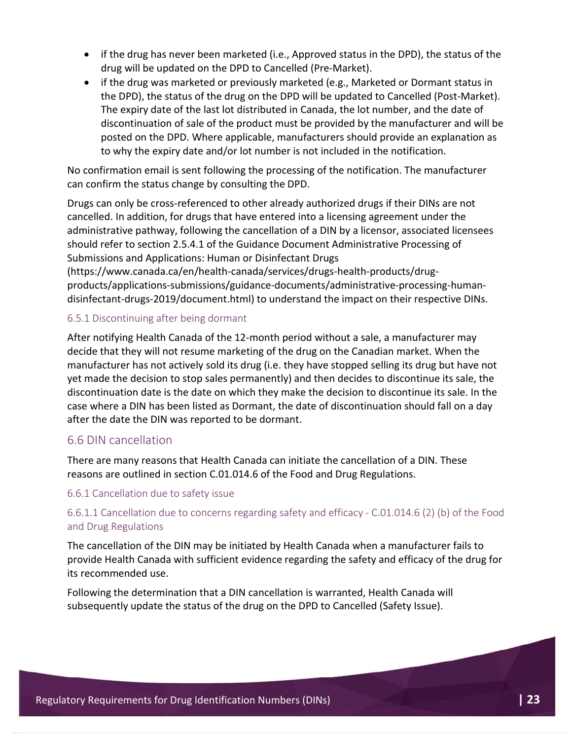- if the drug has never been marketed (i.e., Approved status in the DPD), the status of the drug will be updated on the DPD to Cancelled (Pre-Market).
- if the drug was marketed or previously marketed (e.g., Marketed or Dormant status in the DPD), the status of the drug on the DPD will be updated to Cancelled (Post-Market). The expiry date of the last lot distributed in Canada, the lot number, and the date of discontinuation of sale of the product must be provided by the manufacturer and will be posted on the DPD. Where applicable, manufacturers should provide an explanation as to why the expiry date and/or lot number is not included in the notification.

No confirmation email is sent following the processing of the notification. The manufacturer can confirm the status change by consulting the DPD.

Drugs can only be cross-referenced to other already authorized drugs if their DINs are not cancelled. In addition, for drugs that have entered into a licensing agreement under the administrative pathway, following the cancellation of a DIN by a licensor, associated licensees should refer to section 2.5.4.1 of the Guidance Document Administrative Processing of Submissions and Applications: Human or Disinfectant Drugs (https://www.canada.ca/en/health-canada/services/drugs-health-products/drug-products/applications-submissions/guidance-documents/administrative-processing-human-disinfectant-drugs-2019/document.html) to understand the impact on their respective DINs.

#### 6.5.1 Discontinuing after being dormant

After notifying Health Canada of the 12-month period without a sale, a manufacturer may decide that they will not resume marketing of the drug on the Canadian market. When the manufacturer has not actively sold its drug (i.e. they have stopped selling its drug but have not yet made the decision to stop sales permanently) and then decides to discontinue its sale, the discontinuation date is the date on which they make the decision to discontinue its sale. In the case where a DIN has been listed as Dormant, the date of discontinuation should fall on a day after the date the DIN was reported to be dormant.

### 6.6 DIN cancellation

There are many reasons that Health Canada can initiate the cancellation of a DIN. These reasons are outlined in section C.01.014.6 of the Food and Drug Regulations.

#### 6.6.1 Cancellation due to safety issue

##### 6.6.1.1 Cancellation due to concerns regarding safety and efficacy - C.01.014.6 (2) (b) of the Food and Drug Regulations

The cancellation of the DIN may be initiated by Health Canada when a manufacturer fails to provide Health Canada with sufficient evidence regarding the safety and efficacy of the drug for its recommended use.

Following the determination that a DIN cancellation is warranted, Health Canada will subsequently update the status of the drug on the DPD to Cancelled (Safety Issue).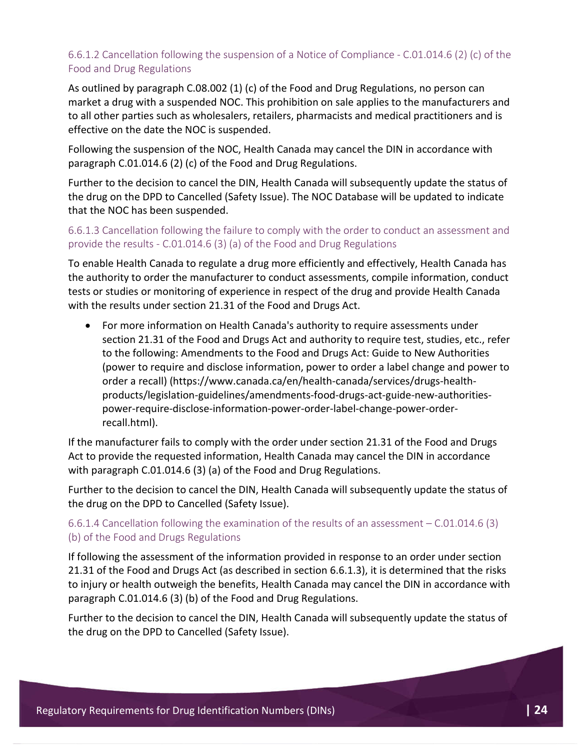#### 6.6.1.2 Cancellation following the suspension of a Notice of Compliance - C.01.014.6 (2) (c) of the Food and Drug Regulations

As outlined by paragraph C.08.002 (1) (c) of the Food and Drug Regulations, no person can market a drug with a suspended NOC. This prohibition on sale applies to the manufacturers and to all other parties such as wholesalers, retailers, pharmacists and medical practitioners and is effective on the date the NOC is suspended.

Following the suspension of the NOC, Health Canada may cancel the DIN in accordance with paragraph C.01.014.6 (2) (c) of the Food and Drug Regulations.

Further to the decision to cancel the DIN, Health Canada will subsequently update the status of the drug on the DPD to Cancelled (Safety Issue). The NOC Database will be updated to indicate that the NOC has been suspended.

#### 6.6.1.3 Cancellation following the failure to comply with the order to conduct an assessment and provide the results - C.01.014.6 (3) (a) of the Food and Drug Regulations

To enable Health Canada to regulate a drug more efficiently and effectively, Health Canada has the authority to order the manufacturer to conduct assessments, compile information, conduct tests or studies or monitoring of experience in respect of the drug and provide Health Canada with the results under section 21.31 of the Food and Drugs Act.

- For more information on Health Canada's authority to require assessments under section 21.31 of the Food and Drugs Act and authority to require test, studies, etc., refer to the following: Amendments to the Food and Drugs Act: Guide to New Authorities (power to require and disclose information, power to order a label change and power to order a recall) (https://www.canada.ca/en/health-canada/services/drugs-health-products/legislation-guidelines/amendments-food-drugs-act-guide-new-authorities-power-require-disclose-information-power-order-label-change-power-order-recall.html).

If the manufacturer fails to comply with the order under section 21.31 of the Food and Drugs Act to provide the requested information, Health Canada may cancel the DIN in accordance with paragraph C.01.014.6 (3) (a) of the Food and Drug Regulations.

Further to the decision to cancel the DIN, Health Canada will subsequently update the status of the drug on the DPD to Cancelled (Safety Issue).

#### 6.6.1.4 Cancellation following the examination of the results of an assessment – C.01.014.6 (3) (b) of the Food and Drugs Regulations

If following the assessment of the information provided in response to an order under section 21.31 of the Food and Drugs Act (as described in section 6.6.1.3), it is determined that the risks to injury or health outweigh the benefits, Health Canada may cancel the DIN in accordance with paragraph C.01.014.6 (3) (b) of the Food and Drug Regulations.

Further to the decision to cancel the DIN, Health Canada will subsequently update the status of the drug on the DPD to Cancelled (Safety Issue).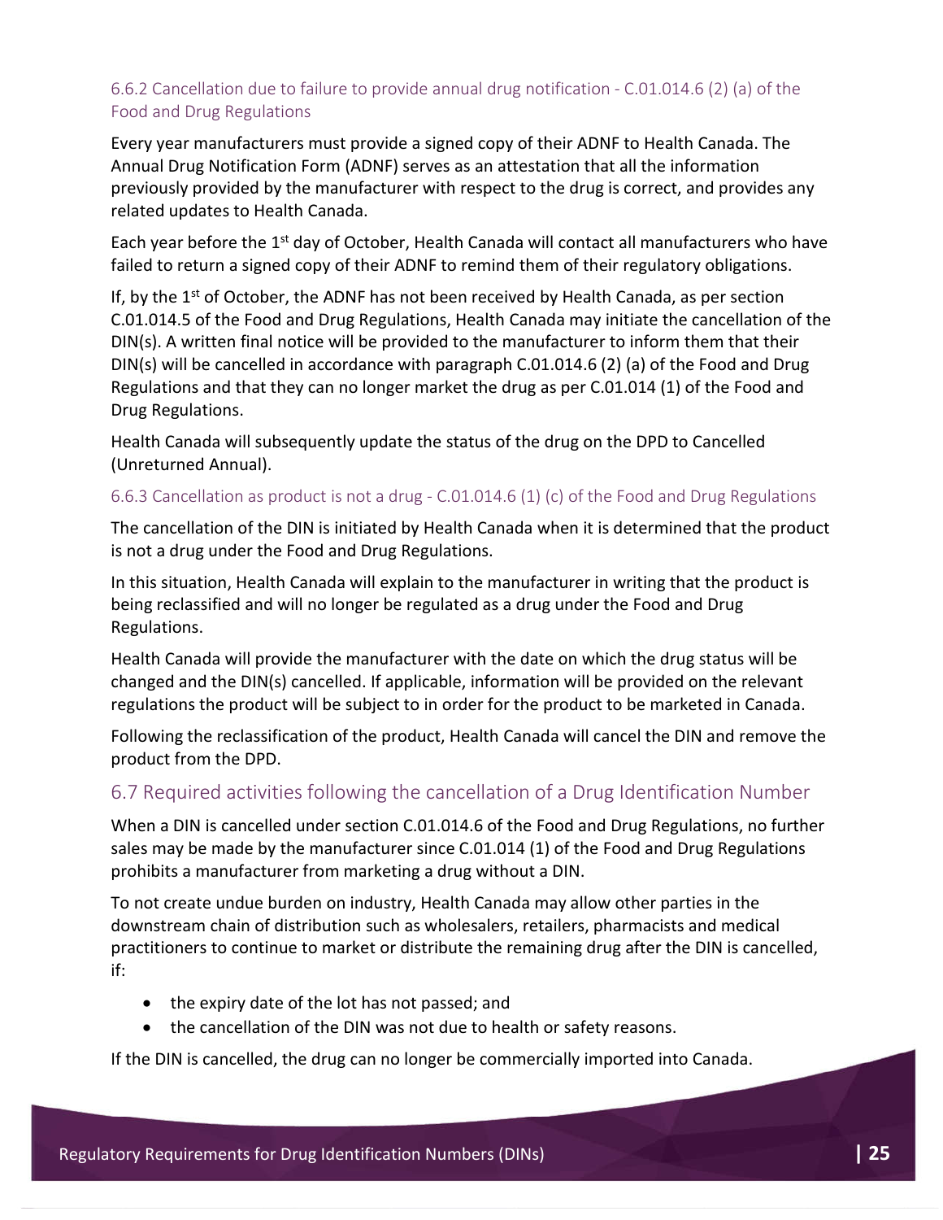### 6.6.2 Cancellation due to failure to provide annual drug notification - C.01.014.6 (2) (a) of the Food and Drug Regulations

Every year manufacturers must provide a signed copy of their ADNF to Health Canada. The Annual Drug Notification Form (ADNF) serves as an attestation that all the information previously provided by the manufacturer with respect to the drug is correct, and provides any related updates to Health Canada.

Each year before the 1st day of October, Health Canada will contact all manufacturers who have failed to return a signed copy of their ADNF to remind them of their regulatory obligations.

If, by the 1st of October, the ADNF has not been received by Health Canada, as per section C.01.014.5 of the Food and Drug Regulations, Health Canada may initiate the cancellation of the DIN(s). A written final notice will be provided to the manufacturer to inform them that their DIN(s) will be cancelled in accordance with paragraph C.01.014.6 (2) (a) of the Food and Drug Regulations and that they can no longer market the drug as per C.01.014 (1) of the Food and Drug Regulations.

Health Canada will subsequently update the status of the drug on the DPD to Cancelled (Unreturned Annual).

### 6.6.3 Cancellation as product is not a drug - C.01.014.6 (1) (c) of the Food and Drug Regulations

The cancellation of the DIN is initiated by Health Canada when it is determined that the product is not a drug under the Food and Drug Regulations.

In this situation, Health Canada will explain to the manufacturer in writing that the product is being reclassified and will no longer be regulated as a drug under the Food and Drug Regulations.

Health Canada will provide the manufacturer with the date on which the drug status will be changed and the DIN(s) cancelled. If applicable, information will be provided on the relevant regulations the product will be subject to in order for the product to be marketed in Canada.

Following the reclassification of the product, Health Canada will cancel the DIN and remove the product from the DPD.

## 6.7 Required activities following the cancellation of a Drug Identification Number

When a DIN is cancelled under section C.01.014.6 of the Food and Drug Regulations, no further sales may be made by the manufacturer since C.01.014 (1) of the Food and Drug Regulations prohibits a manufacturer from marketing a drug without a DIN.

To not create undue burden on industry, Health Canada may allow other parties in the downstream chain of distribution such as wholesalers, retailers, pharmacists and medical practitioners to continue to market or distribute the remaining drug after the DIN is cancelled, if:

- the expiry date of the lot has not passed; and
- the cancellation of the DIN was not due to health or safety reasons.

If the DIN is cancelled, the drug can no longer be commercially imported into Canada.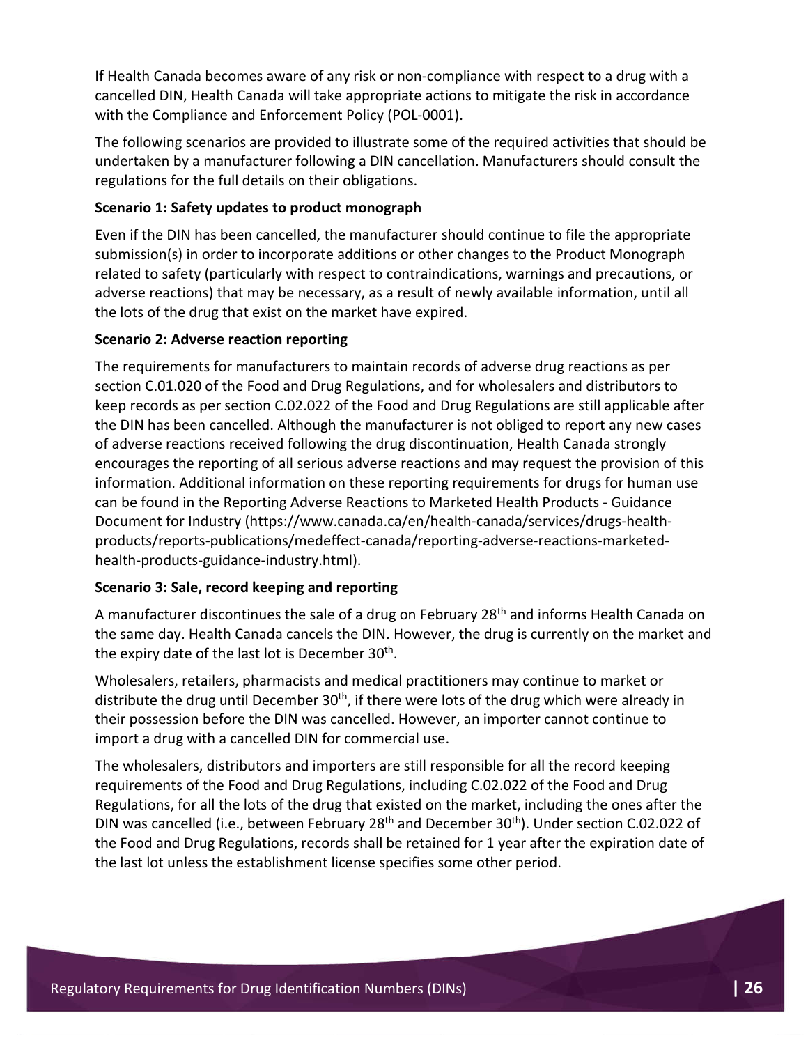If Health Canada becomes aware of any risk or non-compliance with respect to a drug with a cancelled DIN, Health Canada will take appropriate actions to mitigate the risk in accordance with the Compliance and Enforcement Policy (POL-0001).

The following scenarios are provided to illustrate some of the required activities that should be undertaken by a manufacturer following a DIN cancellation. Manufacturers should consult the regulations for the full details on their obligations.

**Scenario 1: Safety updates to product monograph**

Even if the DIN has been cancelled, the manufacturer should continue to file the appropriate submission(s) in order to incorporate additions or other changes to the Product Monograph related to safety (particularly with respect to contraindications, warnings and precautions, or adverse reactions) that may be necessary, as a result of newly available information, until all the lots of the drug that exist on the market have expired.

**Scenario 2: Adverse reaction reporting**

The requirements for manufacturers to maintain records of adverse drug reactions as per section C.01.020 of the Food and Drug Regulations, and for wholesalers and distributors to keep records as per section C.02.022 of the Food and Drug Regulations are still applicable after the DIN has been cancelled. Although the manufacturer is not obliged to report any new cases of adverse reactions received following the drug discontinuation, Health Canada strongly encourages the reporting of all serious adverse reactions and may request the provision of this information. Additional information on these reporting requirements for drugs for human use can be found in the Reporting Adverse Reactions to Marketed Health Products - Guidance Document for Industry (https://www.canada.ca/en/health-canada/services/drugs-health-products/reports-publications/medeffect-canada/reporting-adverse-reactions-marketed-health-products-guidance-industry.html).

**Scenario 3: Sale, record keeping and reporting**

A manufacturer discontinues the sale of a drug on February 28th and informs Health Canada on the same day. Health Canada cancels the DIN. However, the drug is currently on the market and the expiry date of the last lot is December 30th.

Wholesalers, retailers, pharmacists and medical practitioners may continue to market or distribute the drug until December 30th, if there were lots of the drug which were already in their possession before the DIN was cancelled. However, an importer cannot continue to import a drug with a cancelled DIN for commercial use.

The wholesalers, distributors and importers are still responsible for all the record keeping requirements of the Food and Drug Regulations, including C.02.022 of the Food and Drug Regulations, for all the lots of the drug that existed on the market, including the ones after the DIN was cancelled (i.e., between February 28th and December 30th). Under section C.02.022 of the Food and Drug Regulations, records shall be retained for 1 year after the expiration date of the last lot unless the establishment license specifies some other period.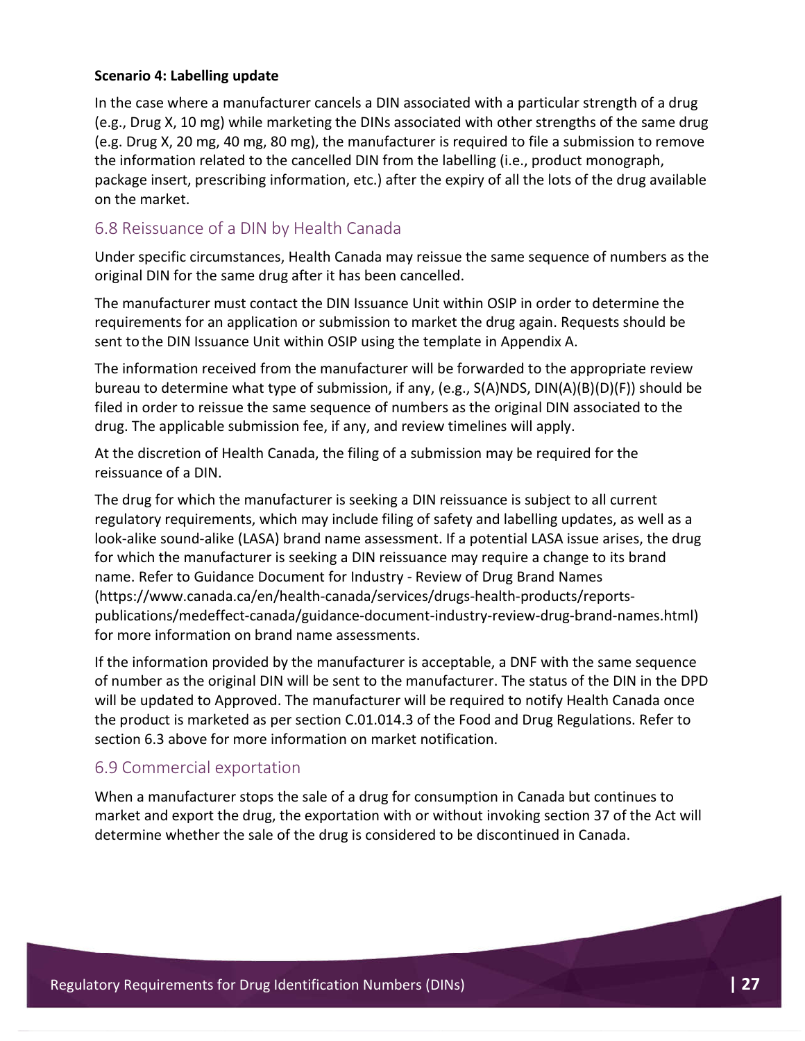**Scenario 4: Labelling update**

In the case where a manufacturer cancels a DIN associated with a particular strength of a drug (e.g., Drug X, 10 mg) while marketing the DINs associated with other strengths of the same drug (e.g. Drug X, 20 mg, 40 mg, 80 mg), the manufacturer is required to file a submission to remove the information related to the cancelled DIN from the labelling (i.e., product monograph, package insert, prescribing information, etc.) after the expiry of all the lots of the drug available on the market.

## 6.8 Reissuance of a DIN by Health Canada

Under specific circumstances, Health Canada may reissue the same sequence of numbers as the original DIN for the same drug after it has been cancelled.

The manufacturer must contact the DIN Issuance Unit within OSIP in order to determine the requirements for an application or submission to market the drug again. Requests should be sent to the DIN Issuance Unit within OSIP using the template in Appendix A.

The information received from the manufacturer will be forwarded to the appropriate review bureau to determine what type of submission, if any, (e.g., S(A)NDS, DIN(A)(B)(D)(F)) should be filed in order to reissue the same sequence of numbers as the original DIN associated to the drug. The applicable submission fee, if any, and review timelines will apply.

At the discretion of Health Canada, the filing of a submission may be required for the reissuance of a DIN.

The drug for which the manufacturer is seeking a DIN reissuance is subject to all current regulatory requirements, which may include filing of safety and labelling updates, as well as a look-alike sound-alike (LASA) brand name assessment. If a potential LASA issue arises, the drug for which the manufacturer is seeking a DIN reissuance may require a change to its brand name. Refer to Guidance Document for Industry - Review of Drug Brand Names (https://www.canada.ca/en/health-canada/services/drugs-health-products/reports-publications/medeffect-canada/guidance-document-industry-review-drug-brand-names.html) for more information on brand name assessments.

If the information provided by the manufacturer is acceptable, a DNF with the same sequence of number as the original DIN will be sent to the manufacturer. The status of the DIN in the DPD will be updated to Approved. The manufacturer will be required to notify Health Canada once the product is marketed as per section C.01.014.3 of the Food and Drug Regulations. Refer to section 6.3 above for more information on market notification.

## 6.9 Commercial exportation

When a manufacturer stops the sale of a drug for consumption in Canada but continues to market and export the drug, the exportation with or without invoking section 37 of the Act will determine whether the sale of the drug is considered to be discontinued in Canada.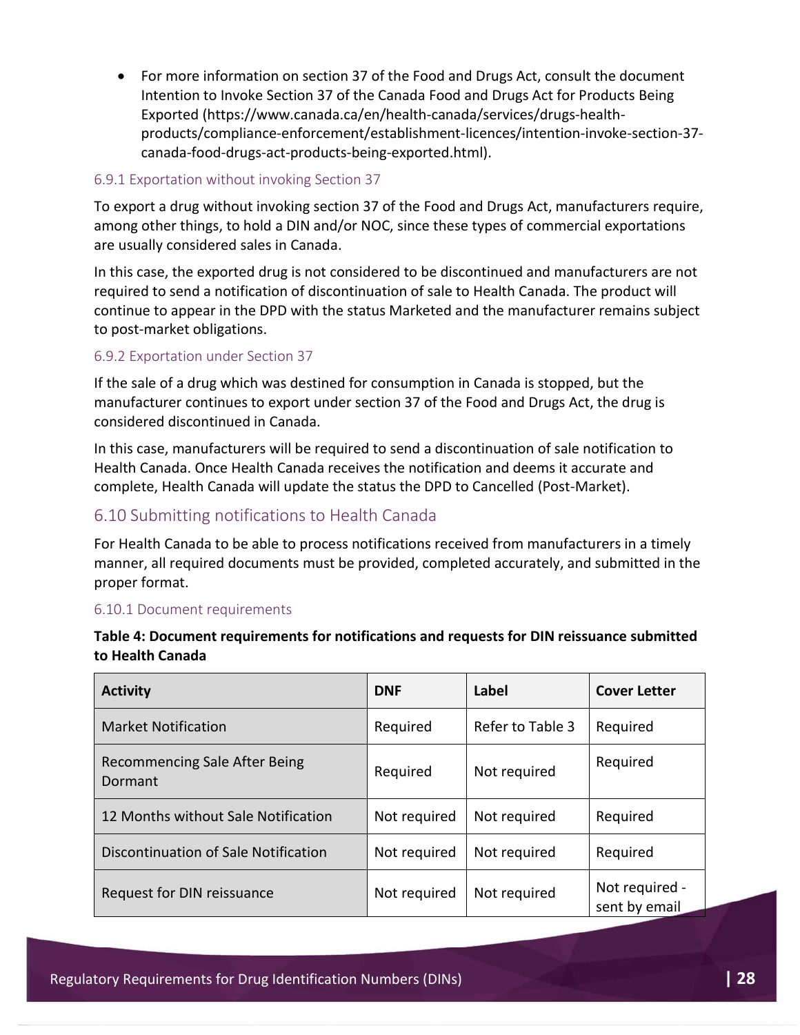- For more information on section 37 of the Food and Drugs Act, consult the document Intention to Invoke Section 37 of the Canada Food and Drugs Act for Products Being Exported (https://www.canada.ca/en/health-canada/services/drugs-health-products/compliance-enforcement/establishment-licences/intention-invoke-section-37-canada-food-drugs-act-products-being-exported.html).

#### 6.9.1 Exportation without invoking Section 37

To export a drug without invoking section 37 of the Food and Drugs Act, manufacturers require, among other things, to hold a DIN and/or NOC, since these types of commercial exportations are usually considered sales in Canada.

In this case, the exported drug is not considered to be discontinued and manufacturers are not required to send a notification of discontinuation of sale to Health Canada. The product will continue to appear in the DPD with the status Marketed and the manufacturer remains subject to post-market obligations.

#### 6.9.2 Exportation under Section 37

If the sale of a drug which was destined for consumption in Canada is stopped, but the manufacturer continues to export under section 37 of the Food and Drugs Act, the drug is considered discontinued in Canada.

In this case, manufacturers will be required to send a discontinuation of sale notification to Health Canada. Once Health Canada receives the notification and deems it accurate and complete, Health Canada will update the status the DPD to Cancelled (Post-Market).

### 6.10 Submitting notifications to Health Canada

For Health Canada to be able to process notifications received from manufacturers in a timely manner, all required documents must be provided, completed accurately, and submitted in the proper format.

#### 6.10.1 Document requirements

**Table 4: Document requirements for notifications and requests for DIN reissuance submitted to Health Canada**

| Activity | DNF | Label | Cover Letter |
|---|---|---|---|
| Market Notification | Required | Refer to Table 3 | Required |
| Recommencing Sale After Being Dormant | Required | Not required | Required |
| 12 Months without Sale Notification | Not required | Not required | Required |
| Discontinuation of Sale Notification | Not required | Not required | Required |
| Request for DIN reissuance | Not required | Not required | Not required - sent by email |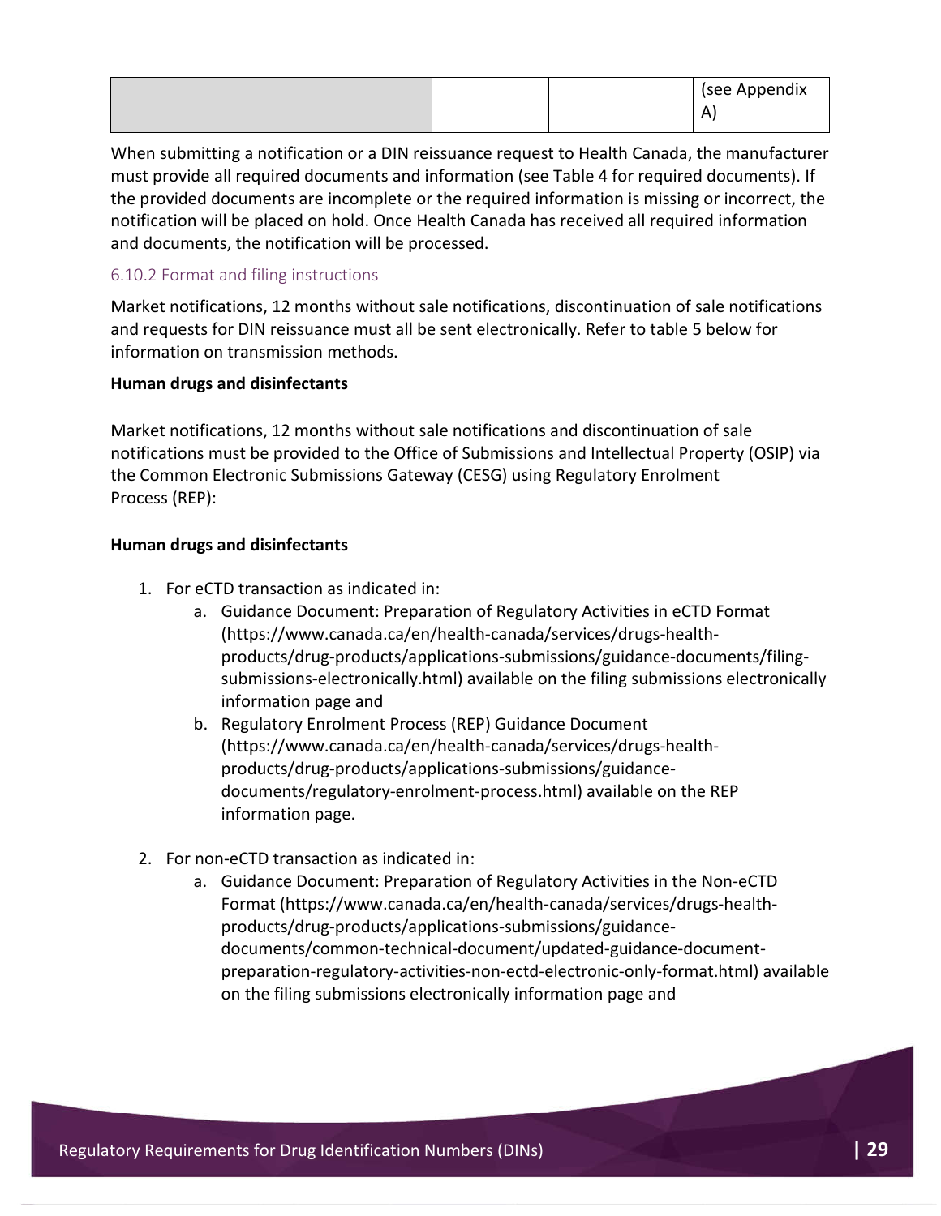| | | | (see Appendix A) |
|---|---|---|---|

When submitting a notification or a DIN reissuance request to Health Canada, the manufacturer must provide all required documents and information (see Table 4 for required documents). If the provided documents are incomplete or the required information is missing or incorrect, the notification will be placed on hold. Once Health Canada has received all required information and documents, the notification will be processed.

### 6.10.2 Format and filing instructions

Market notifications, 12 months without sale notifications, discontinuation of sale notifications and requests for DIN reissuance must all be sent electronically. Refer to table 5 below for information on transmission methods.

**Human drugs and disinfectants**

Market notifications, 12 months without sale notifications and discontinuation of sale notifications must be provided to the Office of Submissions and Intellectual Property (OSIP) via the Common Electronic Submissions Gateway (CESG) using Regulatory Enrolment Process (REP):

**Human drugs and disinfectants**

1. For eCTD transaction as indicated in:
   a. Guidance Document: Preparation of Regulatory Activities in eCTD Format (https://www.canada.ca/en/health-canada/services/drugs-health-products/drug-products/applications-submissions/guidance-documents/filing-submissions-electronically.html) available on the filing submissions electronically information page and
   b. Regulatory Enrolment Process (REP) Guidance Document (https://www.canada.ca/en/health-canada/services/drugs-health-products/drug-products/applications-submissions/guidance-documents/regulatory-enrolment-process.html) available on the REP information page.

2. For non-eCTD transaction as indicated in:
   a. Guidance Document: Preparation of Regulatory Activities in the Non-eCTD Format (https://www.canada.ca/en/health-canada/services/drugs-health-products/drug-products/applications-submissions/guidance-documents/common-technical-document/updated-guidance-document-preparation-regulatory-activities-non-ectd-electronic-only-format.html) available on the filing submissions electronically information page and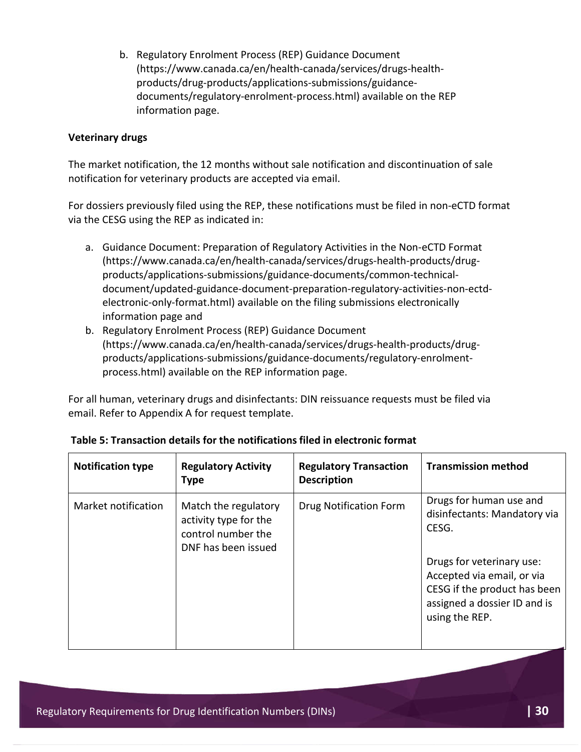b. Regulatory Enrolment Process (REP) Guidance Document (https://www.canada.ca/en/health-canada/services/drugs-health-products/drug-products/applications-submissions/guidance-documents/regulatory-enrolment-process.html) available on the REP information page.

**Veterinary drugs**

The market notification, the 12 months without sale notification and discontinuation of sale notification for veterinary products are accepted via email.

For dossiers previously filed using the REP, these notifications must be filed in non-eCTD format via the CESG using the REP as indicated in:

a. Guidance Document: Preparation of Regulatory Activities in the Non-eCTD Format (https://www.canada.ca/en/health-canada/services/drugs-health-products/drug-products/applications-submissions/guidance-documents/common-technical-document/updated-guidance-document-preparation-regulatory-activities-non-ectd-electronic-only-format.html) available on the filing submissions electronically information page and
b. Regulatory Enrolment Process (REP) Guidance Document (https://www.canada.ca/en/health-canada/services/drugs-health-products/drug-products/applications-submissions/guidance-documents/regulatory-enrolment-process.html) available on the REP information page.

For all human, veterinary drugs and disinfectants: DIN reissuance requests must be filed via email. Refer to Appendix A for request template.

**Table 5: Transaction details for the notifications filed in electronic format**

| Notification type | Regulatory Activity Type | Regulatory Transaction Description | Transmission method |
|---|---|---|---|
| Market notification | Match the regulatory activity type for the control number the DNF has been issued | Drug Notification Form | Drugs for human use and disinfectants: Mandatory via CESG.<br><br>Drugs for veterinary use: Accepted via email, or via CESG if the product has been assigned a dossier ID and is using the REP. |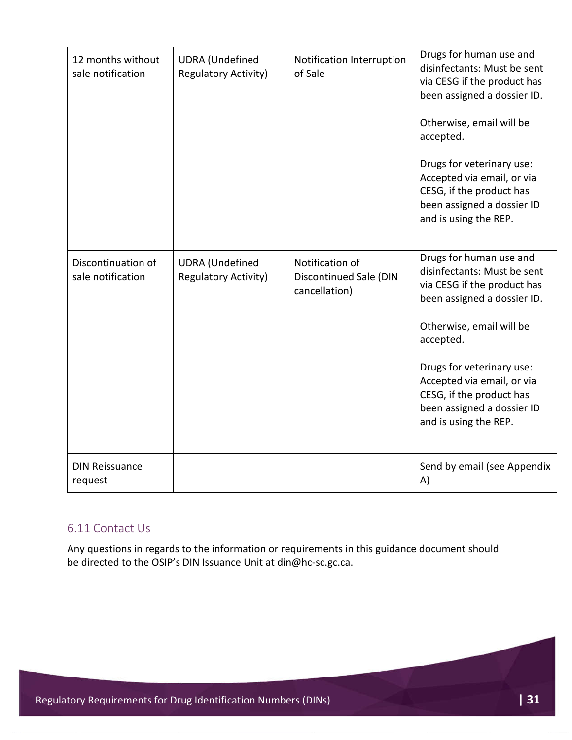| | | | |
|---|---|---|---|
| 12 months without sale notification | UDRA (Undefined Regulatory Activity) | Notification Interruption of Sale | Drugs for human use and disinfectants: Must be sent via CESG if the product has been assigned a dossier ID.<br><br>Otherwise, email will be accepted.<br><br>Drugs for veterinary use: Accepted via email, or via CESG, if the product has been assigned a dossier ID and is using the REP. |
| Discontinuation of sale notification | UDRA (Undefined Regulatory Activity) | Notification of Discontinued Sale (DIN cancellation) | Drugs for human use and disinfectants: Must be sent via CESG if the product has been assigned a dossier ID.<br><br>Otherwise, email will be accepted.<br><br>Drugs for veterinary use: Accepted via email, or via CESG, if the product has been assigned a dossier ID and is using the REP. |
| DIN Reissuance request | | | Send by email (see Appendix A) |

## 6.11 Contact Us

Any questions in regards to the information or requirements in this guidance document should be directed to the OSIP's DIN Issuance Unit at din@hc-sc.gc.ca.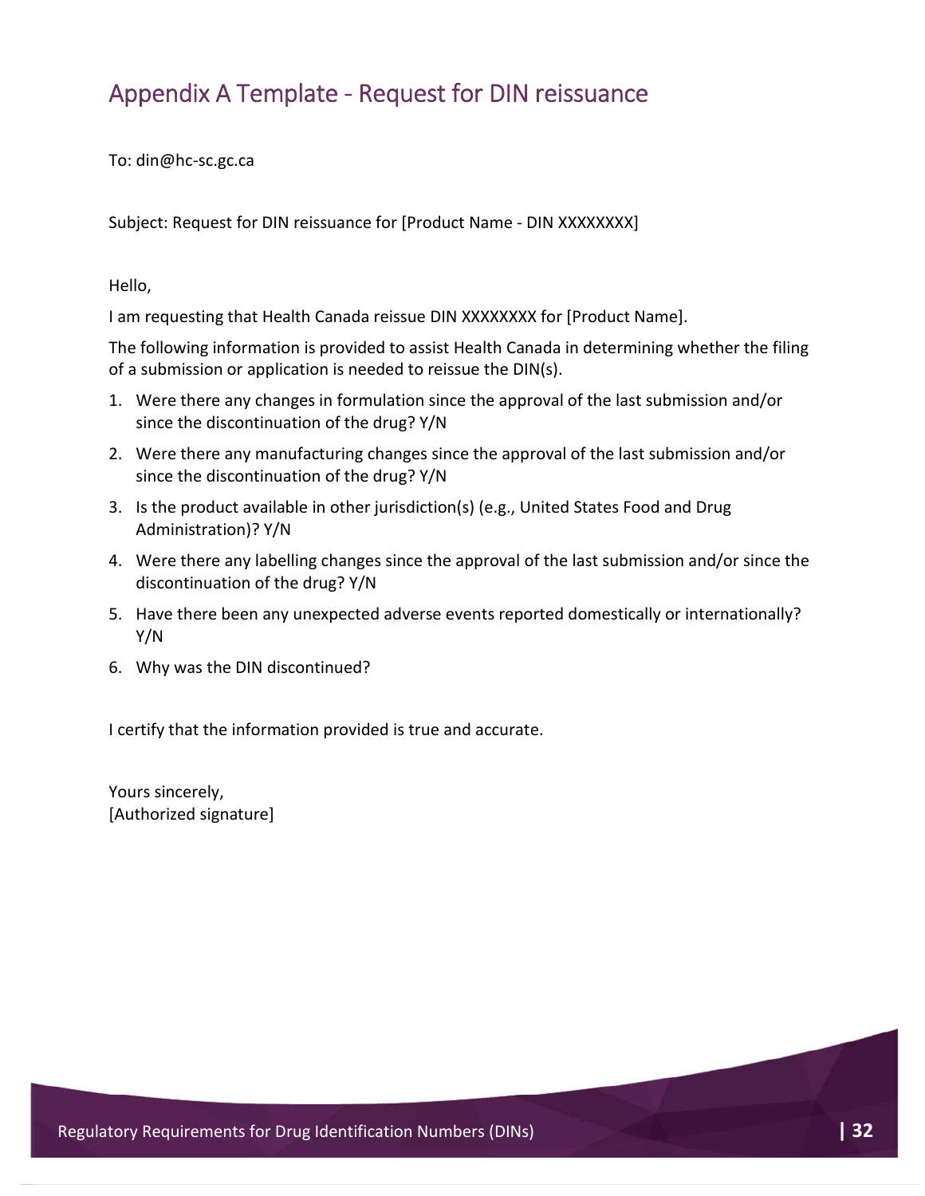## Appendix A Template - Request for DIN reissuance

To: din@hc-sc.gc.ca

Subject: Request for DIN reissuance for [Product Name - DIN XXXXXXXX]

Hello,

I am requesting that Health Canada reissue DIN XXXXXXXX for [Product Name].

The following information is provided to assist Health Canada in determining whether the filing of a submission or application is needed to reissue the DIN(s).

1. Were there any changes in formulation since the approval of the last submission and/or since the discontinuation of the drug? Y/N
2. Were there any manufacturing changes since the approval of the last submission and/or since the discontinuation of the drug? Y/N
3. Is the product available in other jurisdiction(s) (e.g., United States Food and Drug Administration)? Y/N
4. Were there any labelling changes since the approval of the last submission and/or since the discontinuation of the drug? Y/N
5. Have there been any unexpected adverse events reported domestically or internationally? Y/N
6. Why was the DIN discontinued?

I certify that the information provided is true and accurate.

Yours sincerely,
[Authorized signature]